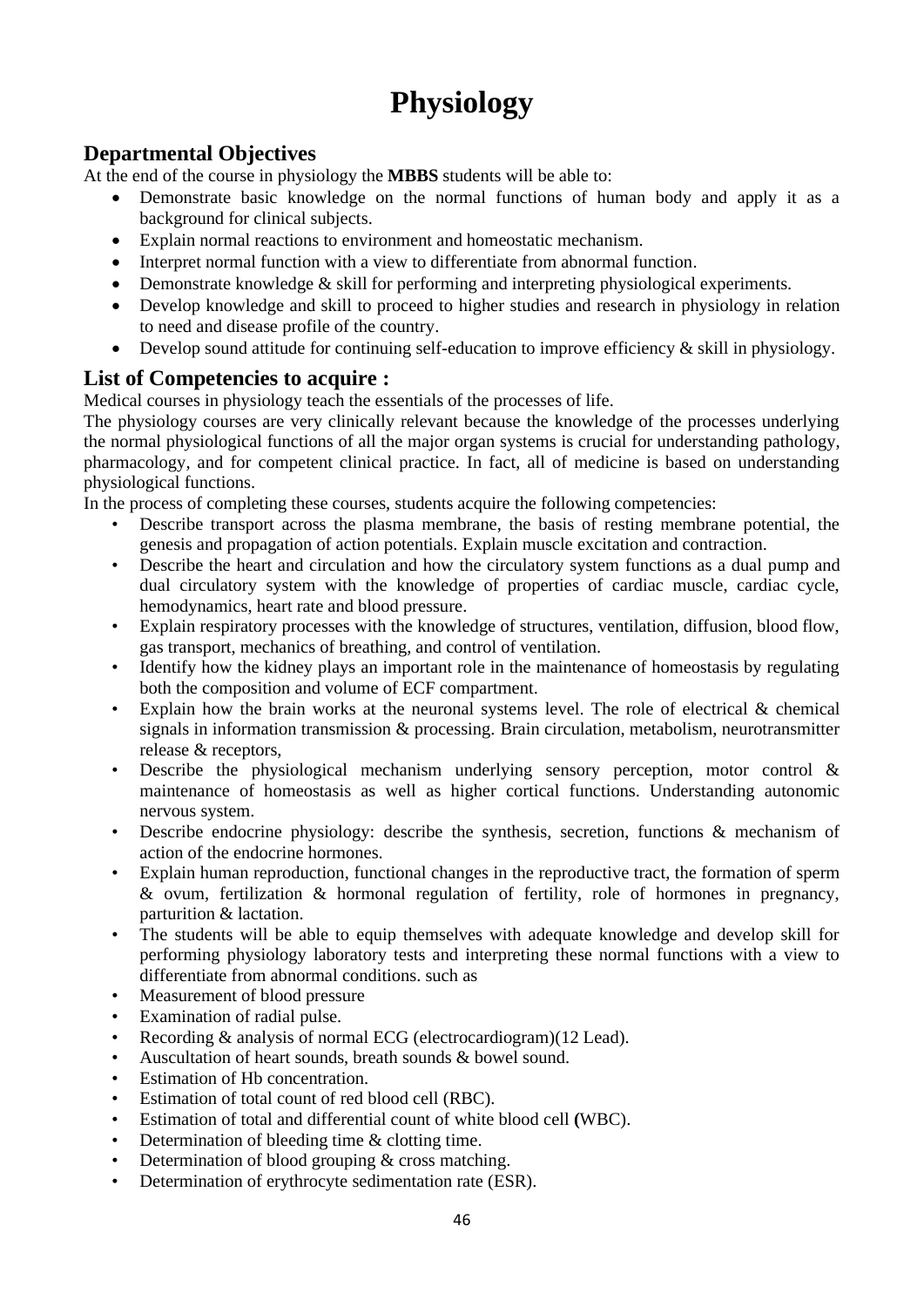# Physiology

## Departmental Objectives

At the end of the course in physiology the **MBBS** students will be able to:

- Demonstrate basic knowledge on the normal functions of human body and apply it as a background for clinical subjects.
- Explain normal reactions to environment and homeostatic mechanism.
- Interpret normal function with a view to differentiate from abnormal function.
- Demonstrate knowledge & skill for performing and interpreting physiological experiments.
- Develop knowledge and skill to proceed to higher studies and research in physiology in relation to need and disease profile of the country.
- Develop sound attitude for continuing self-education to improve efficiency & skill in physiology.

## List of Competencies to acquire :

Medical courses in physiology teach the essentials of the processes of life.

The physiology courses are very clinically relevant because the knowledge of the processes underlying the normal physiological functions of all the major organ systems is crucial for understanding pathology, pharmacology, and for competent clinical practice. In fact, all of medicine is based on understanding physiological functions.

In the process of completing these courses, students acquire the following competencies:

- Describe transport across the plasma membrane, the basis of resting membrane potential, the genesis and propagation of action potentials. Explain muscle excitation and contraction.
- Describe the heart and circulation and how the circulatory system functions as a dual pump and dual circulatory system with the knowledge of properties of cardiac muscle, cardiac cycle, hemodynamics, heart rate and blood pressure.
- Explain respiratory processes with the knowledge of structures, ventilation, diffusion, blood flow, gas transport, mechanics of breathing, and control of ventilation.
- Identify how the kidney plays an important role in the maintenance of homeostasis by regulating both the composition and volume of ECF compartment.
- Explain how the brain works at the neuronal systems level. The role of electrical & chemical signals in information transmission & processing. Brain circulation, metabolism, neurotransmitter release & receptors,
- Describe the physiological mechanism underlying sensory perception, motor control & maintenance of homeostasis as well as higher cortical functions. Understanding autonomic nervous system.
- Describe endocrine physiology: describe the synthesis, secretion, functions & mechanism of action of the endocrine hormones.
- Explain human reproduction, functional changes in the reproductive tract, the formation of sperm & ovum, fertilization & hormonal regulation of fertility, role of hormones in pregnancy, parturition & lactation.
- The students will be able to equip themselves with adequate knowledge and develop skill for performing physiology laboratory tests and interpreting these normal functions with a view to differentiate from abnormal conditions. such as
- Measurement of blood pressure
- Examination of radial pulse.
- Recording & analysis of normal ECG (electrocardiogram)(12 Lead).
- Auscultation of heart sounds, breath sounds & bowel sound.
- Estimation of Hb concentration.
- Estimation of total count of red blood cell (RBC).
- Estimation of total and differential count of white blood cell **(**WBC).
- Determination of bleeding time & clotting time.
- Determination of blood grouping & cross matching.
- Determination of erythrocyte sedimentation rate (ESR).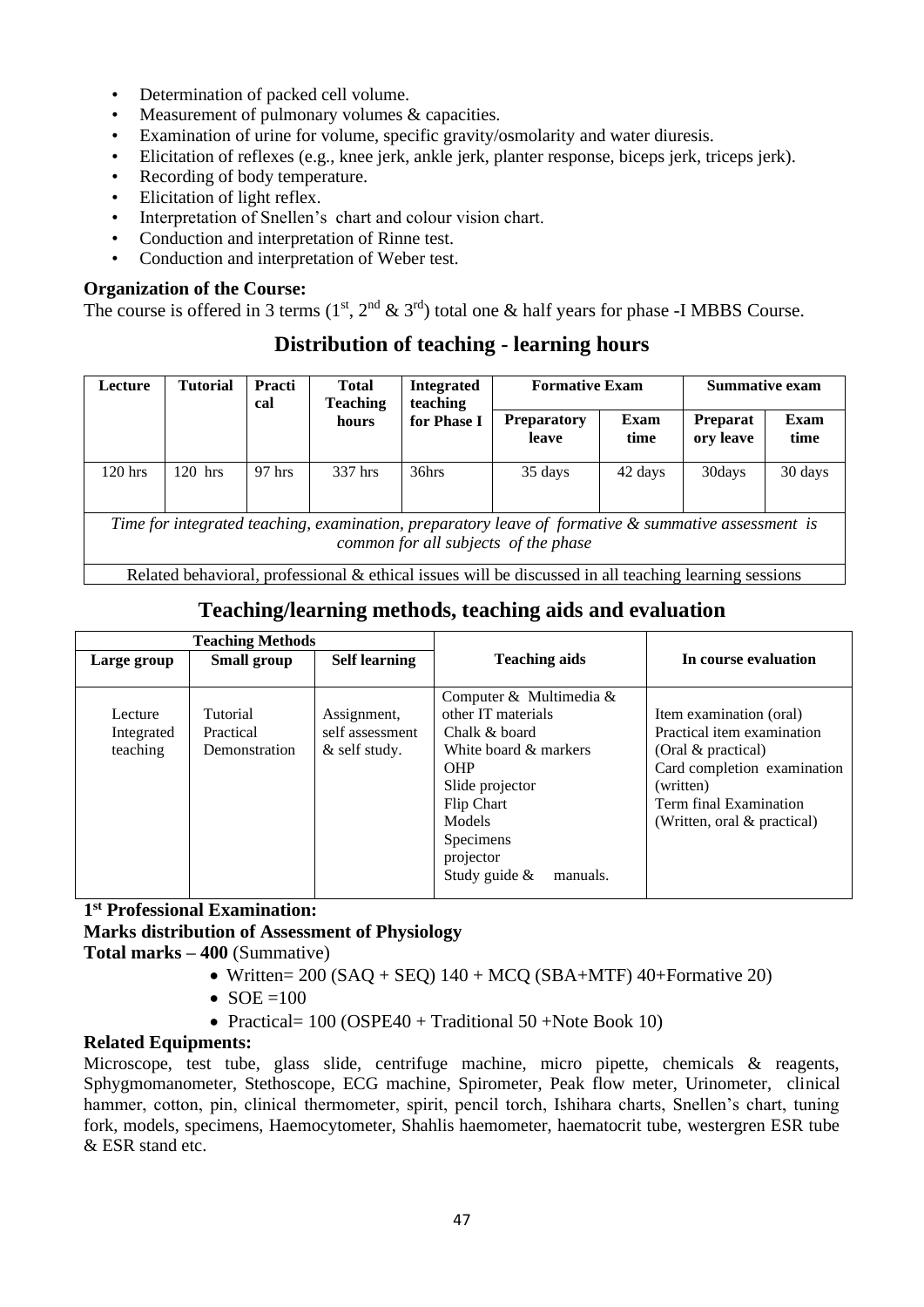- Determination of packed cell volume.
- Measurement of pulmonary volumes & capacities.
- Examination of urine for volume, specific gravity/osmolarity and water diuresis.
- Elicitation of reflexes (e.g., knee jerk, ankle jerk, planter response, biceps jerk, triceps jerk).
- Recording of body temperature.
- Elicitation of light reflex.
- Interpretation of Snellen's chart and colour vision chart.
- Conduction and interpretation of Rinne test.
- Conduction and interpretation of Weber test.

**Organization of the Course:**

The course is offered in 3 terms (1st, 2nd & 3rd) total one & half years for phase -I MBBS Course.

## Distribution of teaching - learning hours

| Lecture | Tutorial | Practical | Total Teaching hours | Integrated teaching for Phase I | Formative Exam | | Summative exam | |
|---|---|---|---|---|---|---|---|---|
| | | | | | Preparatory leave | Exam time | Preparatory leave | Exam time |
| 120 hrs | 120 hrs | 97 hrs | 337 hrs | 36hrs | 35 days | 42 days | 30days | 30 days |
| *Time for integrated teaching, examination, preparatory leave of formative & summative assessment is common for all subjects of the phase* | | | | | | | | |
| Related behavioral, professional & ethical issues will be discussed in all teaching learning sessions | | | | | | | | |

## Teaching/learning methods, teaching aids and evaluation

| Teaching Methods | | | Teaching aids | In course evaluation |
|---|---|---|---|---|
| Large group | Small group | Self learning | | |
| Lecture<br>Integrated teaching | Tutorial<br>Practical<br>Demonstration | Assignment, self assessment & self study. | Computer & Multimedia & other IT materials<br>Chalk & board<br>White board & markers<br>OHP<br>Slide projector<br>Flip Chart<br>Models<br>Specimens<br>projector<br>Study guide & manuals. | Item examination (oral)<br>Practical item examination (Oral & practical)<br>Card completion examination (written)<br>Term final Examination (Written, oral & practical) |

**1st Professional Examination:**

**Marks distribution of Assessment of Physiology**

**Total marks – 400** (Summative)

- Written= 200 (SAQ + SEQ) 140 + MCQ (SBA+MTF) 40+Formative 20)
- SOE =100
- Practical= 100 (OSPE40 + Traditional 50 +Note Book 10)

**Related Equipments:**

Microscope, test tube, glass slide, centrifuge machine, micro pipette, chemicals & reagents, Sphygmomanometer, Stethoscope, ECG machine, Spirometer, Peak flow meter, Urinometer, clinical hammer, cotton, pin, clinical thermometer, spirit, pencil torch, Ishihara charts, Snellen's chart, tuning fork, models, specimens, Haemocytometer, Shahlis haemometer, haematocrit tube, westergren ESR tube & ESR stand etc.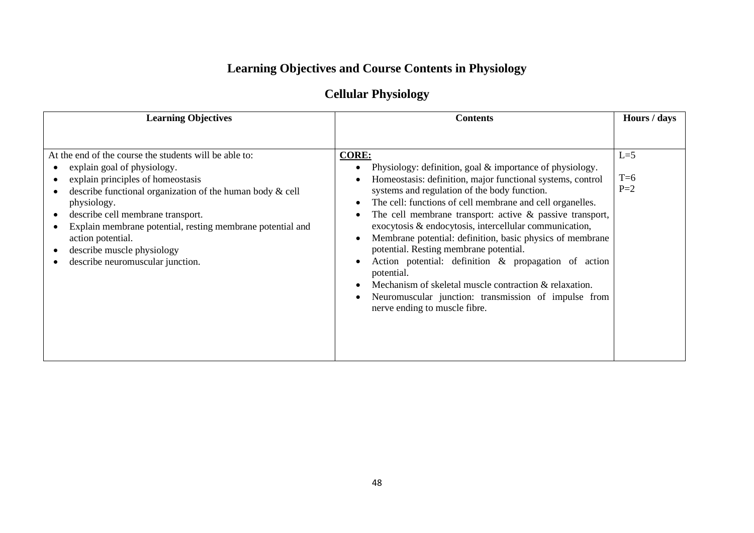# Learning Objectives and Course Contents in Physiology

## Cellular Physiology

| Learning Objectives | Contents | Hours / days |
|---|---|---|
| At the end of the course the students will be able to:<br>• explain goal of physiology.<br>• explain principles of homeostasis<br>• describe functional organization of the human body & cell physiology.<br>• describe cell membrane transport.<br>• Explain membrane potential, resting membrane potential and action potential.<br>• describe muscle physiology<br>• describe neuromuscular junction. | **CORE:**<br>• Physiology: definition, goal & importance of physiology.<br>• Homeostasis: definition, major functional systems, control systems and regulation of the body function.<br>• The cell: functions of cell membrane and cell organelles.<br>• The cell membrane transport: active & passive transport, exocytosis & endocytosis, intercellular communication,<br>• Membrane potential: definition, basic physics of membrane potential. Resting membrane potential.<br>• Action potential: definition & propagation of action potential.<br>• Mechanism of skeletal muscle contraction & relaxation.<br>• Neuromuscular junction: transmission of impulse from nerve ending to muscle fibre. | L=5<br><br>T=6<br>P=2 |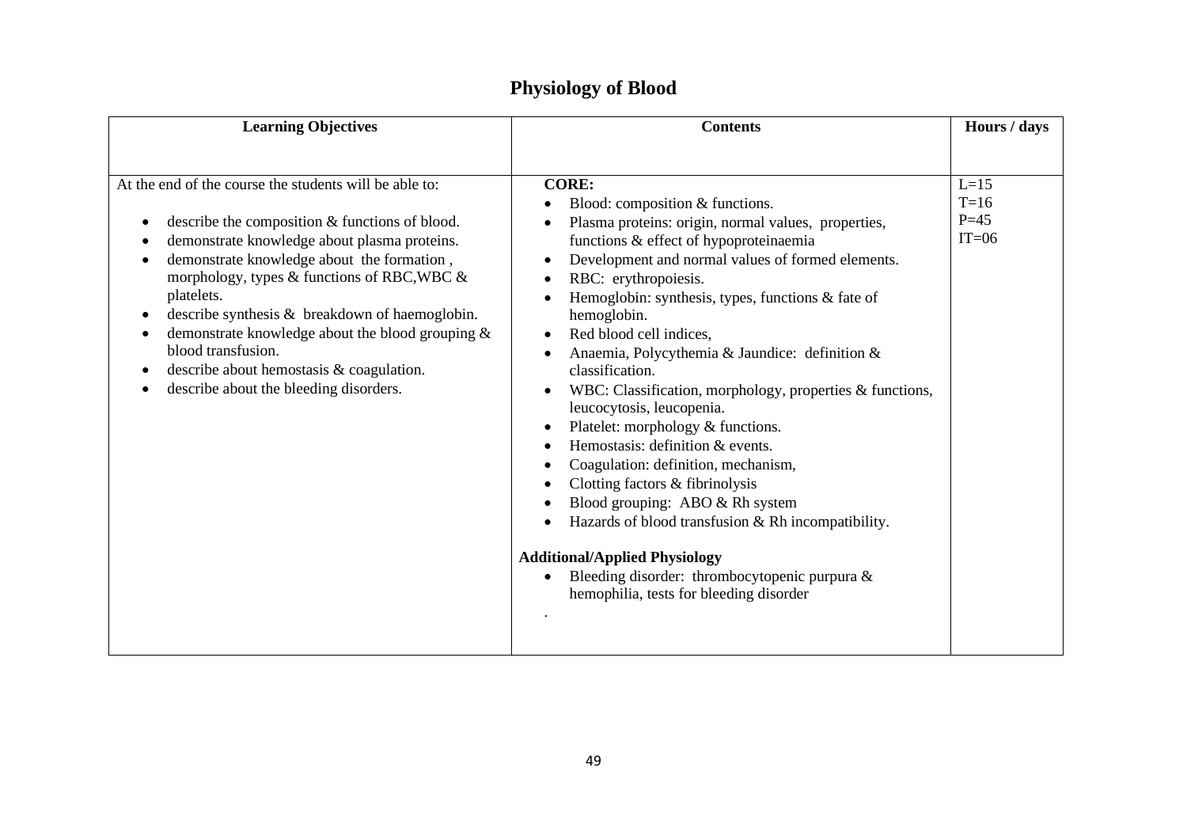# Physiology of Blood

| Learning Objectives | Contents | Hours / days |
|---|---|---|
| At the end of the course the students will be able to:<br><br>• describe the composition & functions of blood.<br>• demonstrate knowledge about plasma proteins.<br>• demonstrate knowledge about the formation , morphology, types & functions of RBC,WBC & platelets.<br>• describe synthesis & breakdown of haemoglobin.<br>• demonstrate knowledge about the blood grouping & blood transfusion.<br>• describe about hemostasis & coagulation.<br>• describe about the bleeding disorders. | **CORE:**<br>• Blood: composition & functions.<br>• Plasma proteins: origin, normal values, properties, functions & effect of hypoproteinaemia<br>• Development and normal values of formed elements.<br>• RBC: erythropoiesis.<br>• Hemoglobin: synthesis, types, functions & fate of hemoglobin.<br>• Red blood cell indices,<br>• Anaemia, Polycythemia & Jaundice: definition & classification.<br>• WBC: Classification, morphology, properties & functions, leucocytosis, leucopenia.<br>• Platelet: morphology & functions.<br>• Hemostasis: definition & events.<br>• Coagulation: definition, mechanism,<br>• Clotting factors & fibrinolysis<br>• Blood grouping: ABO & Rh system<br>• Hazards of blood transfusion & Rh incompatibility.<br><br>**Additional/Applied Physiology**<br>• Bleeding disorder: thrombocytopenic purpura & hemophilia, tests for bleeding disorder<br>. | L=15<br>T=16<br>P=45<br>IT=06 |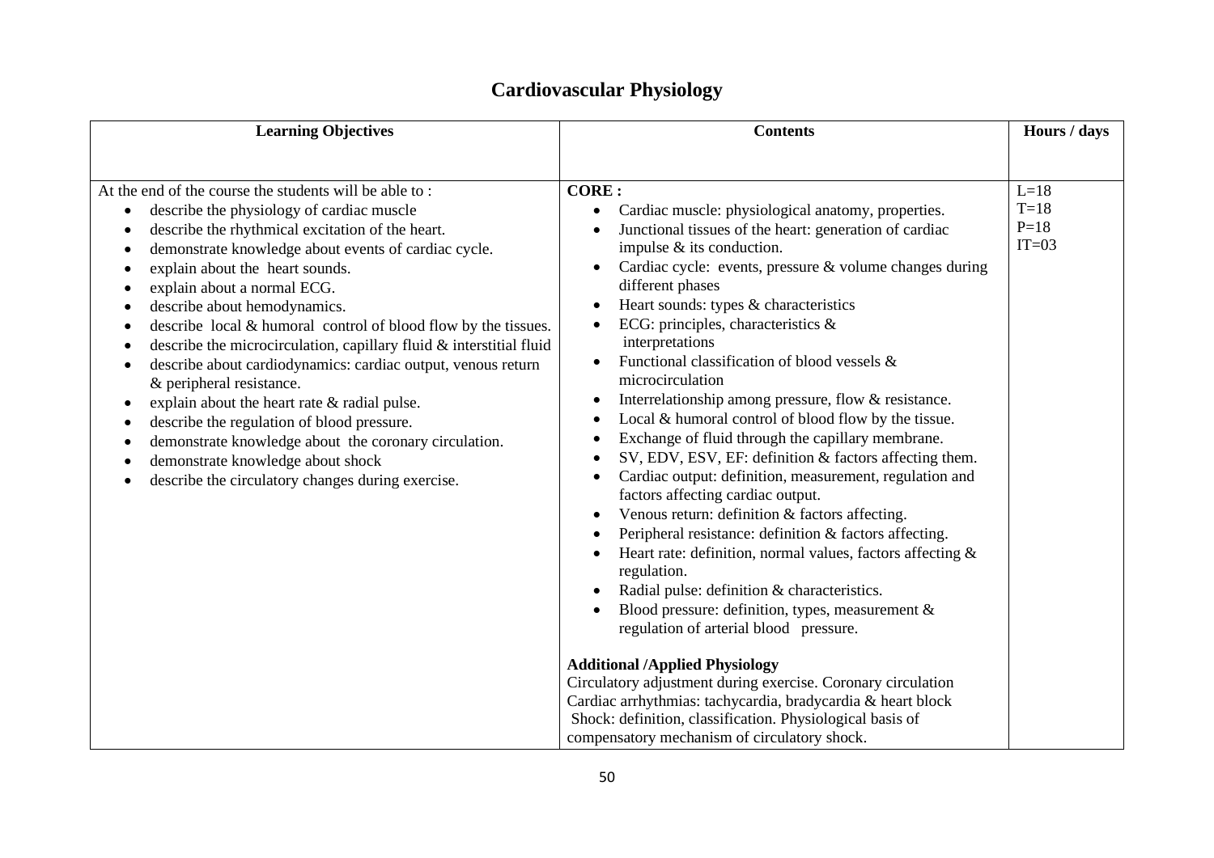# Cardiovascular Physiology

| Learning Objectives | Contents | Hours / days |
|---|---|---|
| At the end of the course the students will be able to :<br>• describe the physiology of cardiac muscle<br>• describe the rhythmical excitation of the heart.<br>• demonstrate knowledge about events of cardiac cycle.<br>• explain about the heart sounds.<br>• explain about a normal ECG.<br>• describe about hemodynamics.<br>• describe local & humoral control of blood flow by the tissues.<br>• describe the microcirculation, capillary fluid & interstitial fluid<br>• describe about cardiodynamics: cardiac output, venous return & peripheral resistance.<br>• explain about the heart rate & radial pulse.<br>• describe the regulation of blood pressure.<br>• demonstrate knowledge about the coronary circulation.<br>• demonstrate knowledge about shock<br>• describe the circulatory changes during exercise. | **CORE :**<br>• Cardiac muscle: physiological anatomy, properties.<br>• Junctional tissues of the heart: generation of cardiac impulse & its conduction.<br>• Cardiac cycle: events, pressure & volume changes during different phases<br>• Heart sounds: types & characteristics<br>• ECG: principles, characteristics & interpretations<br>• Functional classification of blood vessels & microcirculation<br>• Interrelationship among pressure, flow & resistance.<br>• Local & humoral control of blood flow by the tissue.<br>• Exchange of fluid through the capillary membrane.<br>• SV, EDV, ESV, EF: definition & factors affecting them.<br>• Cardiac output: definition, measurement, regulation and factors affecting cardiac output.<br>• Venous return: definition & factors affecting.<br>• Peripheral resistance: definition & factors affecting.<br>• Heart rate: definition, normal values, factors affecting & regulation.<br>• Radial pulse: definition & characteristics.<br>• Blood pressure: definition, types, measurement & regulation of arterial blood pressure.<br><br>**Additional /Applied Physiology**<br>Circulatory adjustment during exercise. Coronary circulation<br>Cardiac arrhythmias: tachycardia, bradycardia & heart block<br>Shock: definition, classification. Physiological basis of compensatory mechanism of circulatory shock. | L=18<br>T=18<br>P=18<br>IT=03 |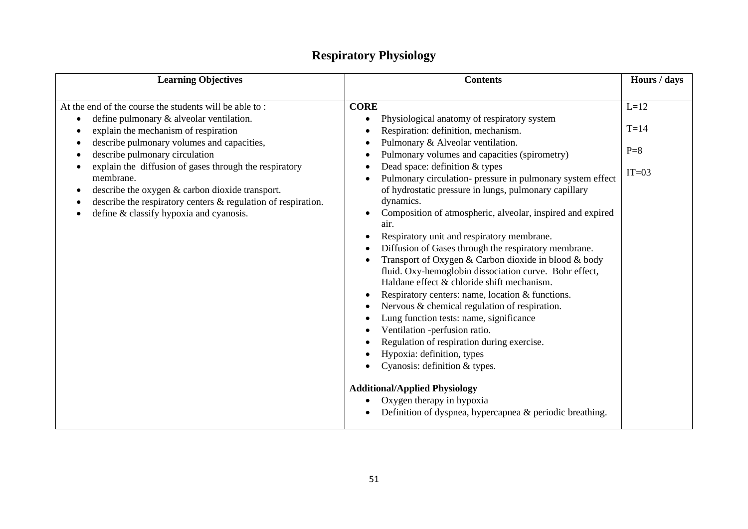# Respiratory Physiology

| Learning Objectives | Contents | Hours / days |
|---|---|---|
| At the end of the course the students will be able to :<br>• define pulmonary & alveolar ventilation.<br>• explain the mechanism of respiration<br>• describe pulmonary volumes and capacities,<br>• describe pulmonary circulation<br>• explain the diffusion of gases through the respiratory membrane.<br>• describe the oxygen & carbon dioxide transport.<br>• describe the respiratory centers & regulation of respiration.<br>• define & classify hypoxia and cyanosis. | **CORE**<br>• Physiological anatomy of respiratory system<br>• Respiration: definition, mechanism.<br>• Pulmonary & Alveolar ventilation.<br>• Pulmonary volumes and capacities (spirometry)<br>• Dead space: definition & types<br>• Pulmonary circulation- pressure in pulmonary system effect of hydrostatic pressure in lungs, pulmonary capillary dynamics.<br>• Composition of atmospheric, alveolar, inspired and expired air.<br>• Respiratory unit and respiratory membrane.<br>• Diffusion of Gases through the respiratory membrane.<br>• Transport of Oxygen & Carbon dioxide in blood & body fluid. Oxy-hemoglobin dissociation curve. Bohr effect, Haldane effect & chloride shift mechanism.<br>• Respiratory centers: name, location & functions.<br>• Nervous & chemical regulation of respiration.<br>• Lung function tests: name, significance<br>• Ventilation -perfusion ratio.<br>• Regulation of respiration during exercise.<br>• Hypoxia: definition, types<br>• Cyanosis: definition & types.<br><br>**Additional/Applied Physiology**<br>• Oxygen therapy in hypoxia<br>• Definition of dyspnea, hypercapnea & periodic breathing. | L=12<br><br>T=14<br><br>P=8<br><br>IT=03 |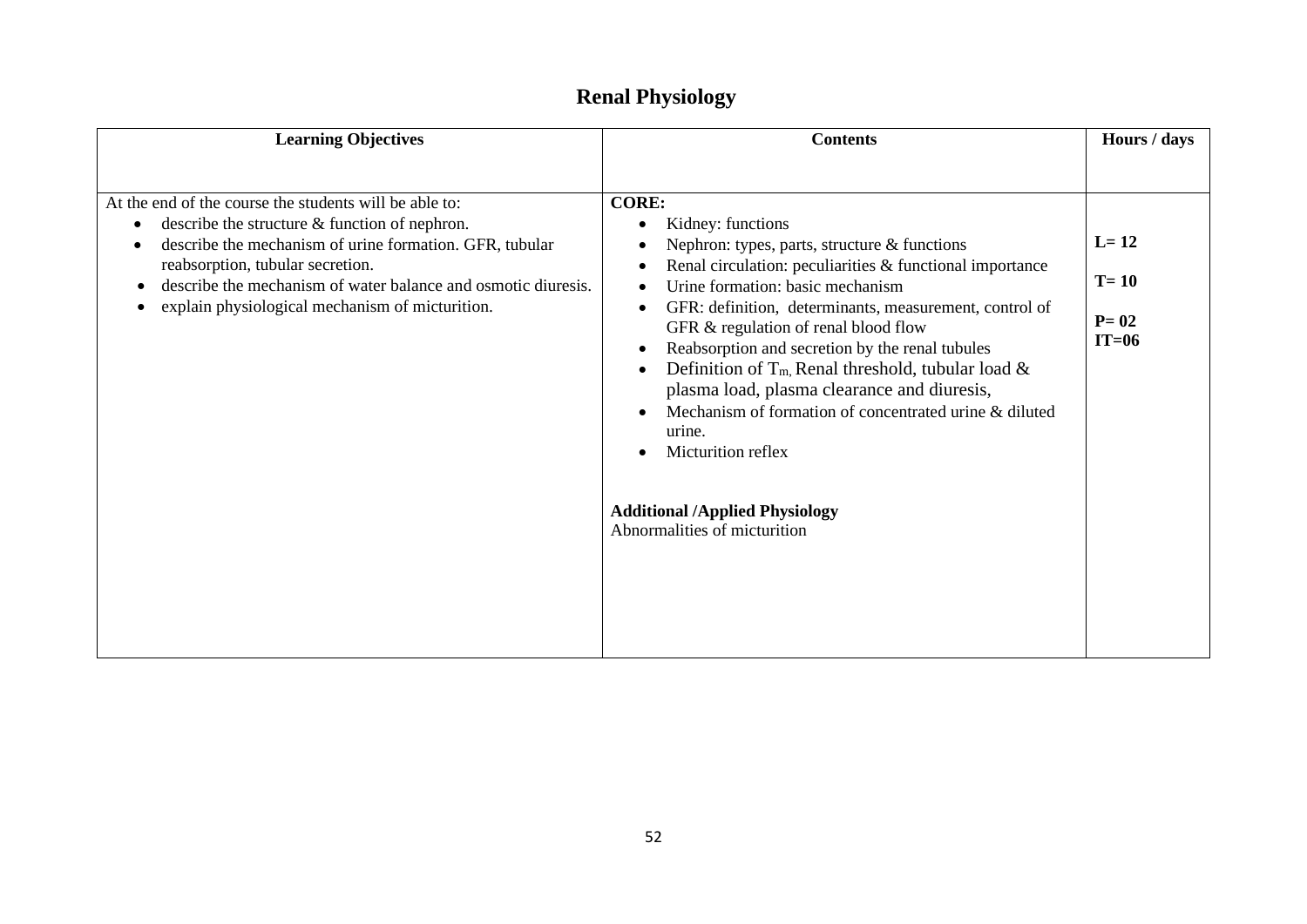# Renal Physiology

| Learning Objectives | Contents | Hours / days |
|---|---|---|
| At the end of the course the students will be able to:<br>• describe the structure & function of nephron.<br>• describe the mechanism of urine formation. GFR, tubular reabsorption, tubular secretion.<br>• describe the mechanism of water balance and osmotic diuresis.<br>• explain physiological mechanism of micturition. | **CORE:**<br>• Kidney: functions<br>• Nephron: types, parts, structure & functions<br>• Renal circulation: peculiarities & functional importance<br>• Urine formation: basic mechanism<br>• GFR: definition, determinants, measurement, control of GFR & regulation of renal blood flow<br>• Reabsorption and secretion by the renal tubules<br>• Definition of $T_m$, Renal threshold, tubular load & plasma load, plasma clearance and diuresis,<br>• Mechanism of formation of concentrated urine & diluted urine.<br>• Micturition reflex<br><br>**Additional /Applied Physiology**<br>Abnormalities of micturition | **L= 12**<br><br>**T= 10**<br><br>**P= 02**<br>**IT=06** |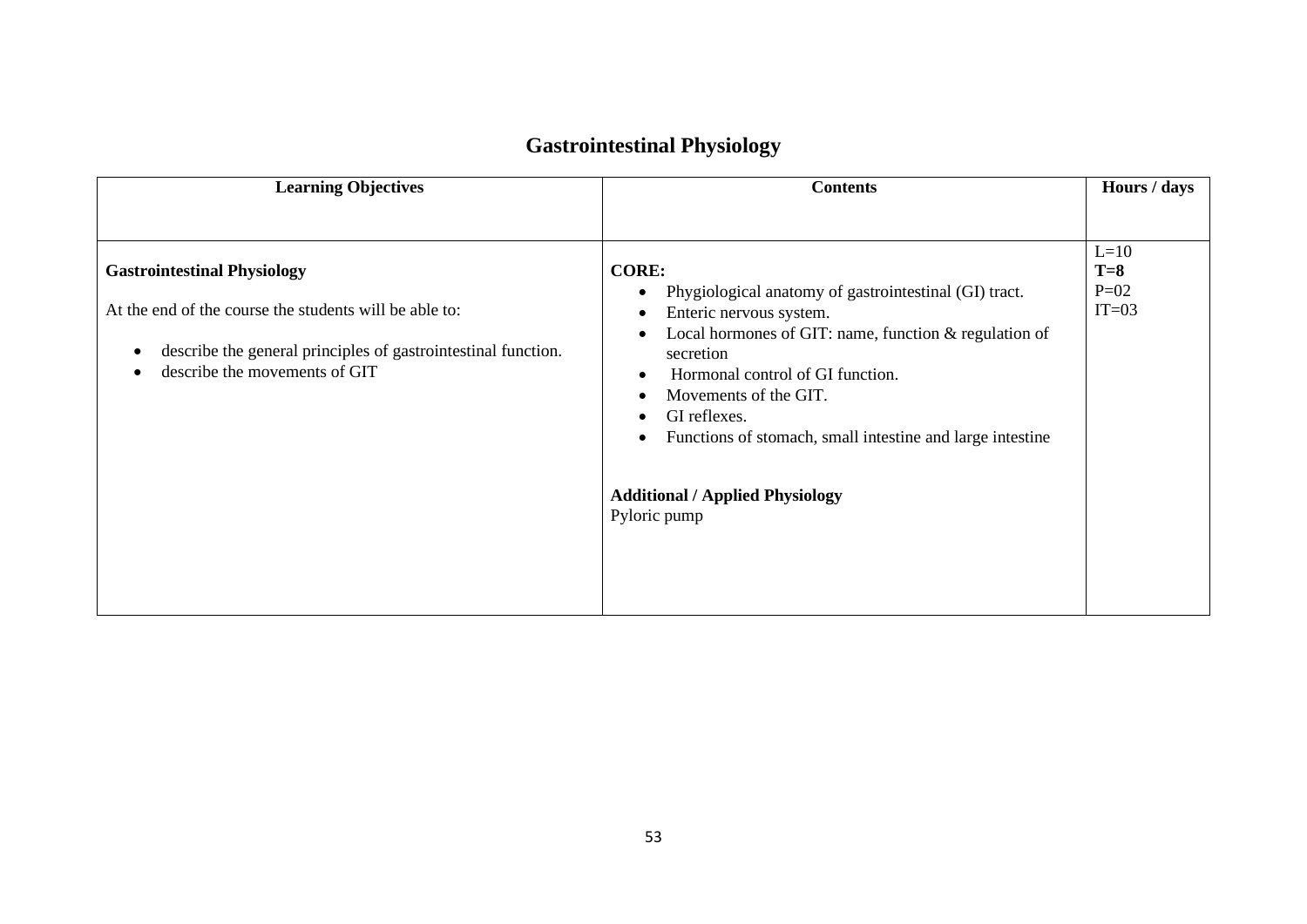# Gastrointestinal Physiology

| Learning Objectives | Contents | Hours / days |
|---|---|---|
| **Gastrointestinal Physiology**<br><br>At the end of the course the students will be able to:<br><br>• describe the general principles of gastrointestinal function.<br>• describe the movements of GIT | **CORE:**<br>• Phygiological anatomy of gastrointestinal (GI) tract.<br>• Enteric nervous system.<br>• Local hormones of GIT: name, function & regulation of secretion<br>• Hormonal control of GI function.<br>• Movements of the GIT.<br>• GI reflexes.<br>• Functions of stomach, small intestine and large intestine<br><br>**Additional / Applied Physiology**<br>Pyloric pump | L=10<br>**T=8**<br>P=02<br>IT=03 |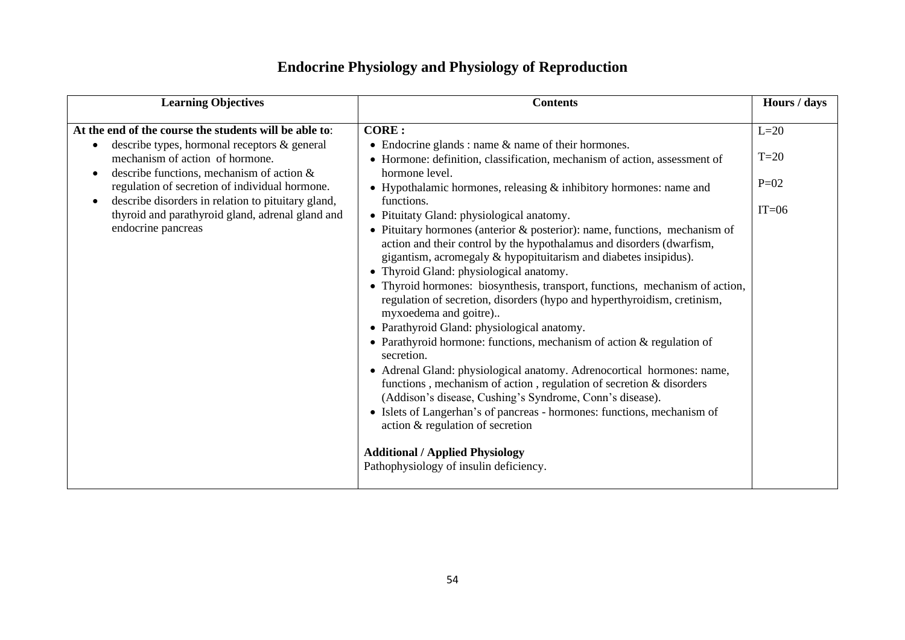# Endocrine Physiology and Physiology of Reproduction

| Learning Objectives | Contents | Hours / days |
|---|---|---|
| **At the end of the course the students will be able to**:<br>• describe types, hormonal receptors & general mechanism of action of hormone.<br>• describe functions, mechanism of action & regulation of secretion of individual hormone.<br>• describe disorders in relation to pituitary gland, thyroid and parathyroid gland, adrenal gland and endocrine pancreas | **CORE :**<br>• Endocrine glands : name & name of their hormones.<br>• Hormone: definition, classification, mechanism of action, assessment of hormone level.<br>• Hypothalamic hormones, releasing & inhibitory hormones: name and functions.<br>• Pituitaty Gland: physiological anatomy.<br>• Pituitary hormones (anterior & posterior): name, functions, mechanism of action and their control by the hypothalamus and disorders (dwarfism, gigantism, acromegaly & hypopituitarism and diabetes insipidus).<br>• Thyroid Gland: physiological anatomy.<br>• Thyroid hormones: biosynthesis, transport, functions, mechanism of action, regulation of secretion, disorders (hypo and hyperthyroidism, cretinism, myxoedema and goitre)..<br>• Parathyroid Gland: physiological anatomy.<br>• Parathyroid hormone: functions, mechanism of action & regulation of secretion.<br>• Adrenal Gland: physiological anatomy. Adrenocortical hormones: name, functions , mechanism of action , regulation of secretion & disorders (Addison's disease, Cushing's Syndrome, Conn's disease).<br>• Islets of Langerhan's of pancreas - hormones: functions, mechanism of action & regulation of secretion<br><br>**Additional / Applied Physiology**<br>Pathophysiology of insulin deficiency. | L=20<br><br>T=20<br><br>P=02<br><br>IT=06 |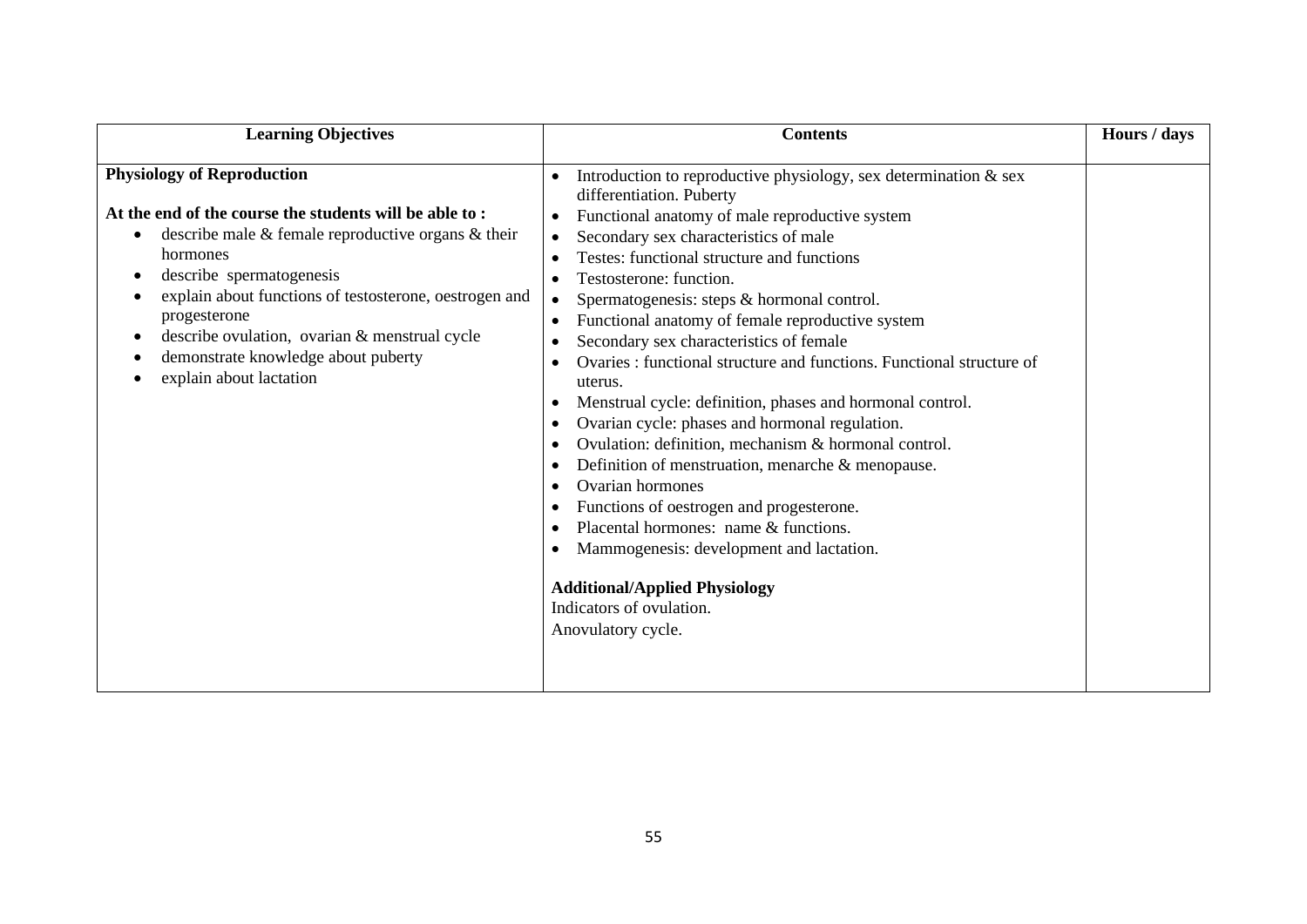| Learning Objectives | Contents | Hours / days |
|---|---|---|
| **Physiology of Reproduction**<br><br>**At the end of the course the students will be able to :**<br>• describe male & female reproductive organs & their hormones<br>• describe spermatogenesis<br>• explain about functions of testosterone, oestrogen and progesterone<br>• describe ovulation, ovarian & menstrual cycle<br>• demonstrate knowledge about puberty<br>• explain about lactation | • Introduction to reproductive physiology, sex determination & sex differentiation. Puberty<br>• Functional anatomy of male reproductive system<br>• Secondary sex characteristics of male<br>• Testes: functional structure and functions<br>• Testosterone: function.<br>• Spermatogenesis: steps & hormonal control.<br>• Functional anatomy of female reproductive system<br>• Secondary sex characteristics of female<br>• Ovaries : functional structure and functions. Functional structure of uterus.<br>• Menstrual cycle: definition, phases and hormonal control.<br>• Ovarian cycle: phases and hormonal regulation.<br>• Ovulation: definition, mechanism & hormonal control.<br>• Definition of menstruation, menarche & menopause.<br>• Ovarian hormones<br>• Functions of oestrogen and progesterone.<br>• Placental hormones: name & functions.<br>• Mammogenesis: development and lactation.<br><br>**Additional/Applied Physiology**<br>Indicators of ovulation.<br>Anovulatory cycle. | |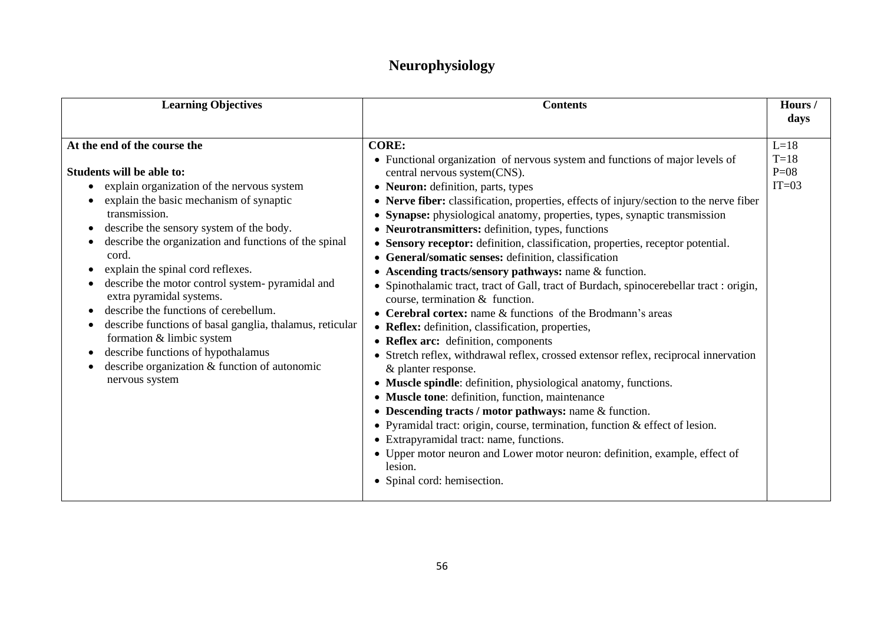# Neurophysiology

| Learning Objectives | Contents | Hours / days |
|---|---|---|
| **At the end of the course the**<br><br>**Students will be able to:**<br>• explain organization of the nervous system<br>• explain the basic mechanism of synaptic transmission.<br>• describe the sensory system of the body.<br>• describe the organization and functions of the spinal cord.<br>• explain the spinal cord reflexes.<br>• describe the motor control system- pyramidal and extra pyramidal systems.<br>• describe the functions of cerebellum.<br>• describe functions of basal ganglia, thalamus, reticular formation & limbic system<br>• describe functions of hypothalamus<br>• describe organization & function of autonomic nervous system | **CORE:**<br>• Functional organization of nervous system and functions of major levels of central nervous system(CNS).<br>• **Neuron:** definition, parts, types<br>• **Nerve fiber:** classification, properties, effects of injury/section to the nerve fiber<br>• **Synapse:** physiological anatomy, properties, types, synaptic transmission<br>• **Neurotransmitters:** definition, types, functions<br>• **Sensory receptor:** definition, classification, properties, receptor potential.<br>• **General/somatic senses:** definition, classification<br>• **Ascending tracts/sensory pathways:** name & function.<br>• Spinothalamic tract, tract of Gall, tract of Burdach, spinocerebellar tract : origin, course, termination & function.<br>• **Cerebral cortex:** name & functions of the Brodmann's areas<br>• **Reflex:** definition, classification, properties,<br>• **Reflex arc:** definition, components<br>• Stretch reflex, withdrawal reflex, crossed extensor reflex, reciprocal innervation & planter response.<br>• **Muscle spindle**: definition, physiological anatomy, functions.<br>• **Muscle tone**: definition, function, maintenance<br>• **Descending tracts / motor pathways:** name & function.<br>• Pyramidal tract: origin, course, termination, function & effect of lesion.<br>• Extrapyramidal tract: name, functions.<br>• Upper motor neuron and Lower motor neuron: definition, example, effect of lesion.<br>• Spinal cord: hemisection. | L=18<br>T=18<br>P=08<br>IT=03 |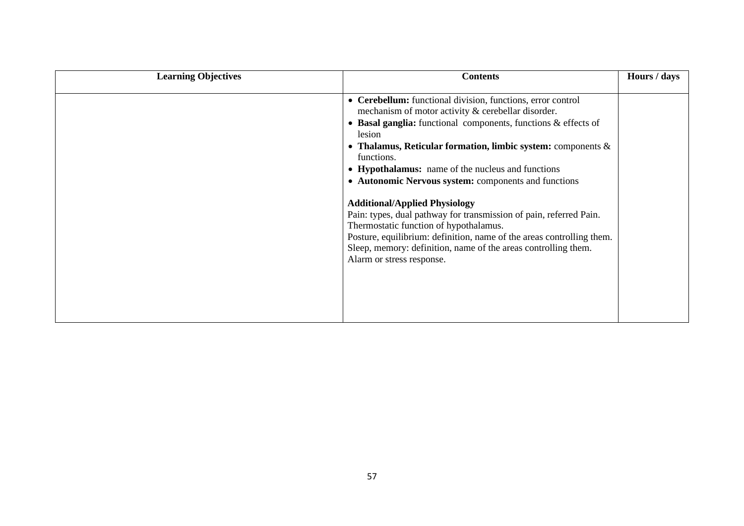| Learning Objectives | Contents | Hours / days |
| --- | --- | --- |
| | • **Cerebellum:** functional division, functions, error control mechanism of motor activity & cerebellar disorder.<br>• **Basal ganglia:** functional components, functions & effects of lesion<br>• **Thalamus, Reticular formation, limbic system:** components & functions.<br>• **Hypothalamus:** name of the nucleus and functions<br>• **Autonomic Nervous system:** components and functions<br><br>**Additional/Applied Physiology**<br>Pain: types, dual pathway for transmission of pain, referred Pain.<br>Thermostatic function of hypothalamus.<br>Posture, equilibrium: definition, name of the areas controlling them.<br>Sleep, memory: definition, name of the areas controlling them.<br>Alarm or stress response. | |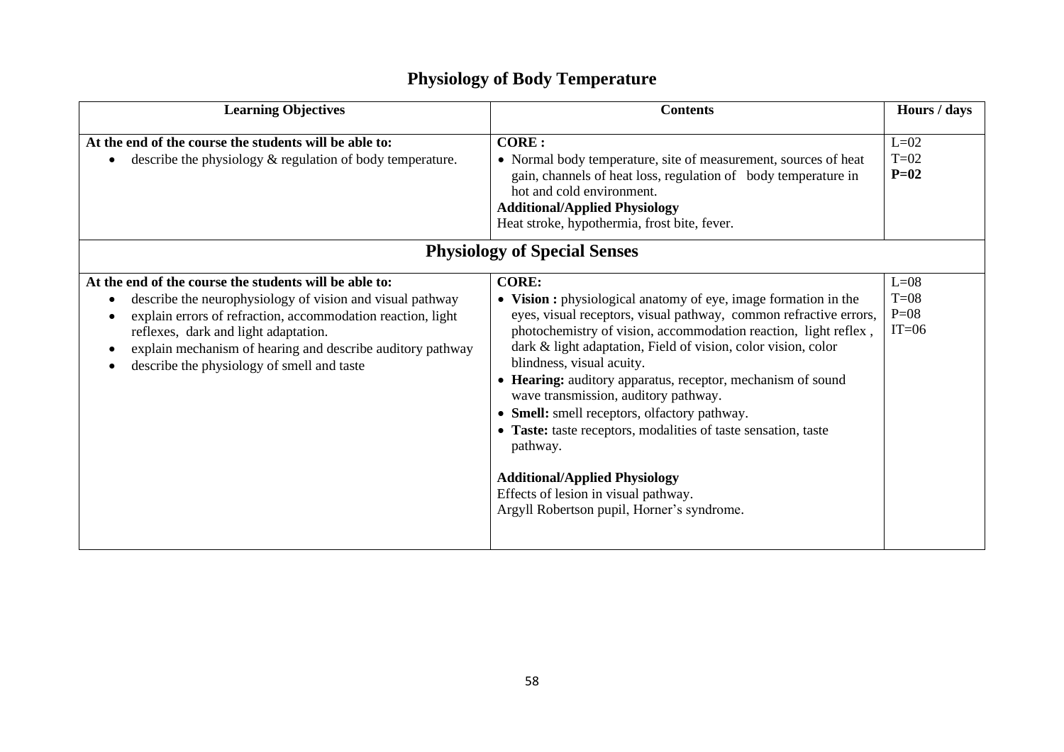# Physiology of Body Temperature

| Learning Objectives | Contents | Hours / days |
|---|---|---|
| **At the end of the course the students will be able to:**<br>• describe the physiology & regulation of body temperature. | **CORE :**<br>• Normal body temperature, site of measurement, sources of heat gain, channels of heat loss, regulation of body temperature in hot and cold environment.<br>**Additional/Applied Physiology**<br>Heat stroke, hypothermia, frost bite, fever. | L=02<br>T=02<br>**P=02** |

## Physiology of Special Senses

| Learning Objectives | Contents | Hours / days |
|---|---|---|
| **At the end of the course the students will be able to:**<br>• describe the neurophysiology of vision and visual pathway<br>• explain errors of refraction, accommodation reaction, light reflexes, dark and light adaptation.<br>• explain mechanism of hearing and describe auditory pathway<br>• describe the physiology of smell and taste | **CORE:**<br>• **Vision :** physiological anatomy of eye, image formation in the eyes, visual receptors, visual pathway, common refractive errors, photochemistry of vision, accommodation reaction, light reflex , dark & light adaptation, Field of vision, color vision, color blindness, visual acuity.<br>• **Hearing:** auditory apparatus, receptor, mechanism of sound wave transmission, auditory pathway.<br>• **Smell:** smell receptors, olfactory pathway.<br>• **Taste:** taste receptors, modalities of taste sensation, taste pathway.<br><br>**Additional/Applied Physiology**<br>Effects of lesion in visual pathway.<br>Argyll Robertson pupil, Horner's syndrome. | L=08<br>T=08<br>P=08<br>IT=06 |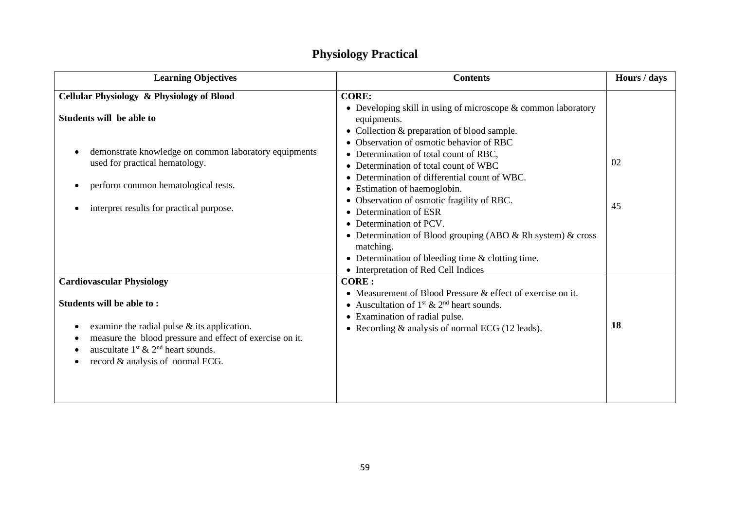# Physiology Practical

| Learning Objectives | Contents | Hours / days |
|---|---|---|
| **Cellular Physiology & Physiology of Blood**<br><br>**Students will be able to**<br><br>• demonstrate knowledge on common laboratory equipments used for practical hematology.<br>• perform common hematological tests.<br>• interpret results for practical purpose. | **CORE:**<br>• Developing skill in using of microscope & common laboratory equipments.<br>• Collection & preparation of blood sample.<br>• Observation of osmotic behavior of RBC<br>• Determination of total count of RBC,<br>• Determination of total count of WBC<br>• Determination of differential count of WBC.<br>• Estimation of haemoglobin.<br>• Observation of osmotic fragility of RBC.<br>• Determination of ESR<br>• Determination of PCV.<br>• Determination of Blood grouping (ABO & Rh system) & cross matching.<br>• Determination of bleeding time & clotting time.<br>• Interpretation of Red Cell Indices | 02<br><br>45 |
| **Cardiovascular Physiology**<br><br>**Students will be able to :**<br><br>• examine the radial pulse & its application.<br>• measure the blood pressure and effect of exercise on it.<br>• auscultate $1^{st}$ & $2^{nd}$ heart sounds.<br>• record & analysis of normal ECG. | **CORE :**<br>• Measurement of Blood Pressure & effect of exercise on it.<br>• Auscultation of $1^{st}$ & $2^{nd}$ heart sounds.<br>• Examination of radial pulse.<br>• Recording & analysis of normal ECG (12 leads). | **18** |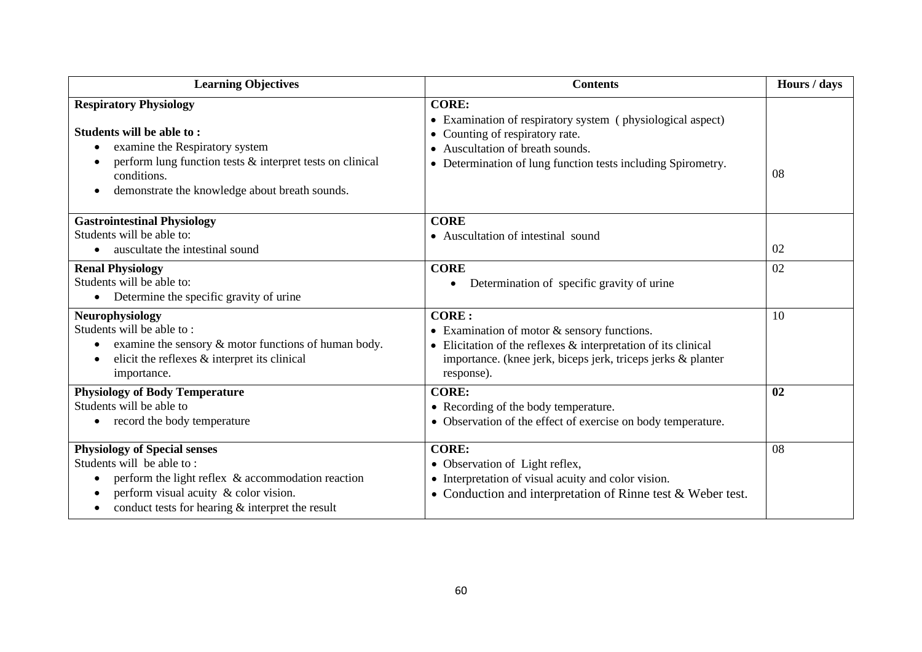| Learning Objectives | Contents | Hours / days |
|---|---|---|
| **Respiratory Physiology**<br><br>**Students will be able to :**<br>• examine the Respiratory system<br>• perform lung function tests & interpret tests on clinical conditions.<br>• demonstrate the knowledge about breath sounds. | **CORE:**<br>• Examination of respiratory system ( physiological aspect)<br>• Counting of respiratory rate.<br>• Auscultation of breath sounds.<br>• Determination of lung function tests including Spirometry. | 08 |
| **Gastrointestinal Physiology**<br>Students will be able to:<br>• auscultate the intestinal sound | **CORE**<br>• Auscultation of intestinal sound | 02 |
| **Renal Physiology**<br>Students will be able to:<br>• Determine the specific gravity of urine | **CORE**<br>• Determination of specific gravity of urine | 02 |
| **Neurophysiology**<br>Students will be able to :<br>• examine the sensory & motor functions of human body.<br>• elicit the reflexes & interpret its clinical importance. | **CORE :**<br>• Examination of motor & sensory functions.<br>• Elicitation of the reflexes & interpretation of its clinical importance. (knee jerk, biceps jerk, triceps jerks & planter response). | 10 |
| **Physiology of Body Temperature**<br>Students will be able to<br>• record the body temperature | **CORE:**<br>• Recording of the body temperature.<br>• Observation of the effect of exercise on body temperature. | **02** |
| **Physiology of Special senses**<br>Students will be able to :<br>• perform the light reflex & accommodation reaction<br>• perform visual acuity & color vision.<br>• conduct tests for hearing & interpret the result | **CORE:**<br>• Observation of Light reflex,<br>• Interpretation of visual acuity and color vision.<br>• Conduction and interpretation of Rinne test & Weber test. | 08 |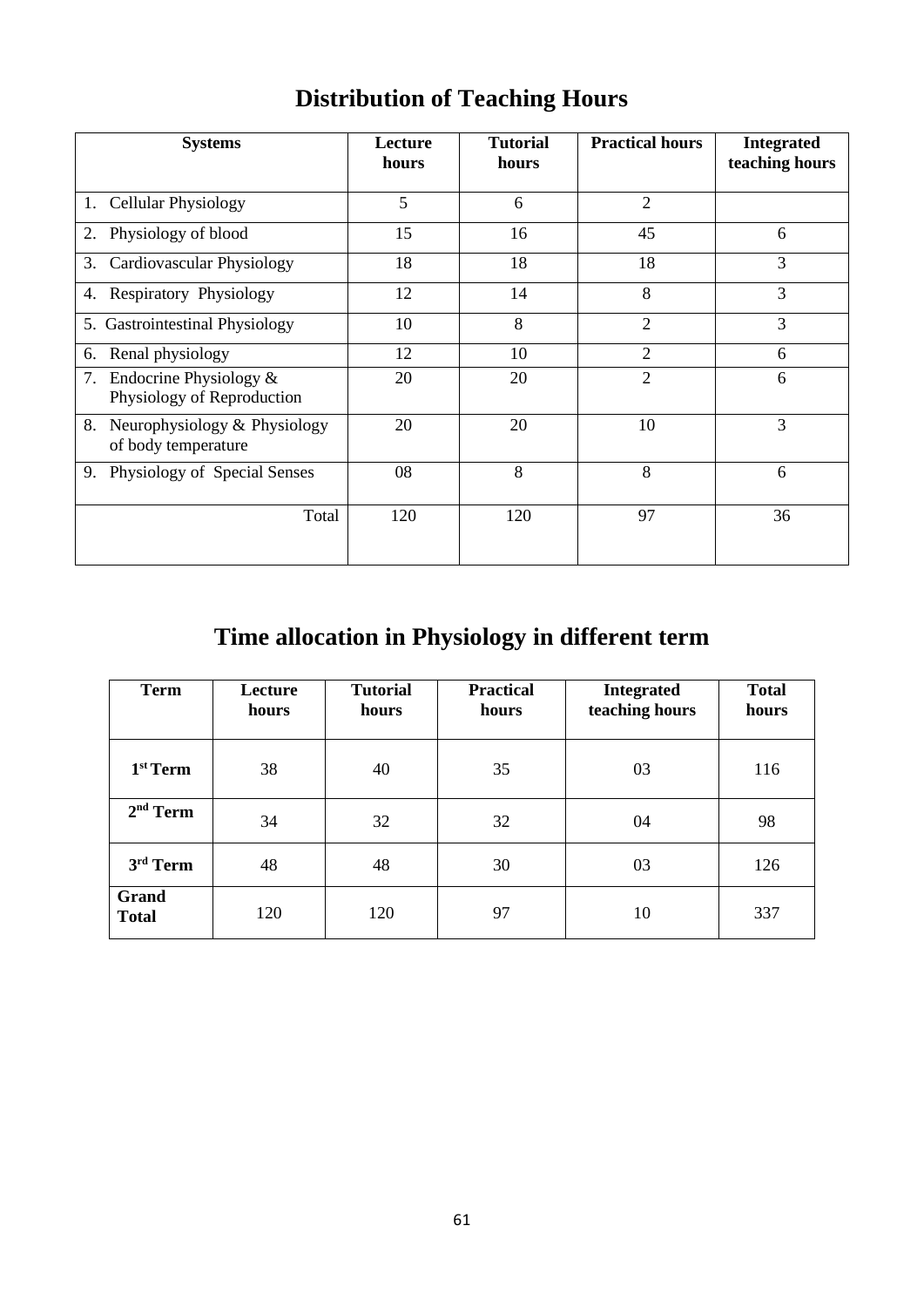# Distribution of Teaching Hours

| Systems | Lecture hours | Tutorial hours | Practical hours | Integrated teaching hours |
|---|---|---|---|---|
| 1. Cellular Physiology | 5 | 6 | 2 | |
| 2. Physiology of blood | 15 | 16 | 45 | 6 |
| 3. Cardiovascular Physiology | 18 | 18 | 18 | 3 |
| 4. Respiratory Physiology | 12 | 14 | 8 | 3 |
| 5. Gastrointestinal Physiology | 10 | 8 | 2 | 3 |
| 6. Renal physiology | 12 | 10 | 2 | 6 |
| 7. Endocrine Physiology & Physiology of Reproduction | 20 | 20 | 2 | 6 |
| 8. Neurophysiology & Physiology of body temperature | 20 | 20 | 10 | 3 |
| 9. Physiology of Special Senses | 08 | 8 | 8 | 6 |
| Total | 120 | 120 | 97 | 36 |

# Time allocation in Physiology in different term

| Term | Lecture hours | Tutorial hours | Practical hours | Integrated teaching hours | Total hours |
|---|---|---|---|---|---|
| 1st Term | 38 | 40 | 35 | 03 | 116 |
| 2nd Term | 34 | 32 | 32 | 04 | 98 |
| 3rd Term | 48 | 48 | 30 | 03 | 126 |
| Grand Total | 120 | 120 | 97 | 10 | 337 |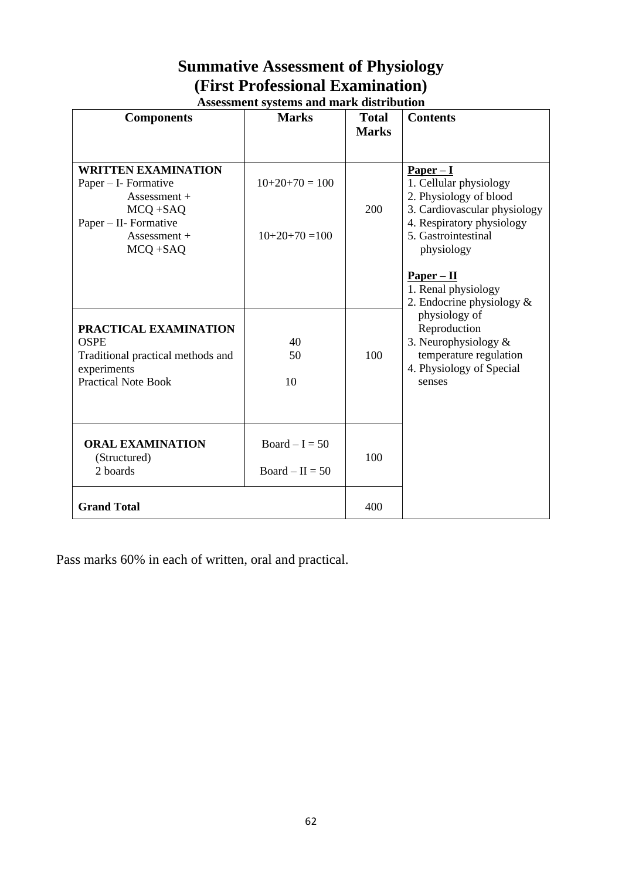# Summative Assessment of Physiology
# (First Professional Examination)

**Assessment systems and mark distribution**

| Components | Marks | Total Marks | Contents |
|---|---|---|---|
| **WRITTEN EXAMINATION**<br>Paper – I- Formative Assessment + MCQ +SAQ<br>Paper – II- Formative Assessment + MCQ +SAQ | 10+20+70 = 100<br><br>10+20+70 =100 | 200 | **Paper – I**<br>1. Cellular physiology<br>2. Physiology of blood<br>3. Cardiovascular physiology<br>4. Respiratory physiology<br>5. Gastrointestinal physiology<br><br>**Paper – II**<br>1. Renal physiology<br>2. Endocrine physiology & physiology of Reproduction<br>3. Neurophysiology & temperature regulation<br>4. Physiology of Special senses |
| **PRACTICAL EXAMINATION**<br>OSPE<br>Traditional practical methods and experiments<br>Practical Note Book | 40<br>50<br><br>10 | 100 | |
| **ORAL EXAMINATION**<br>(Structured)<br>2 boards | Board – I = 50<br><br>Board – II = 50 | 100 | |
| **Grand Total** | | 400 | |

Pass marks 60% in each of written, oral and practical.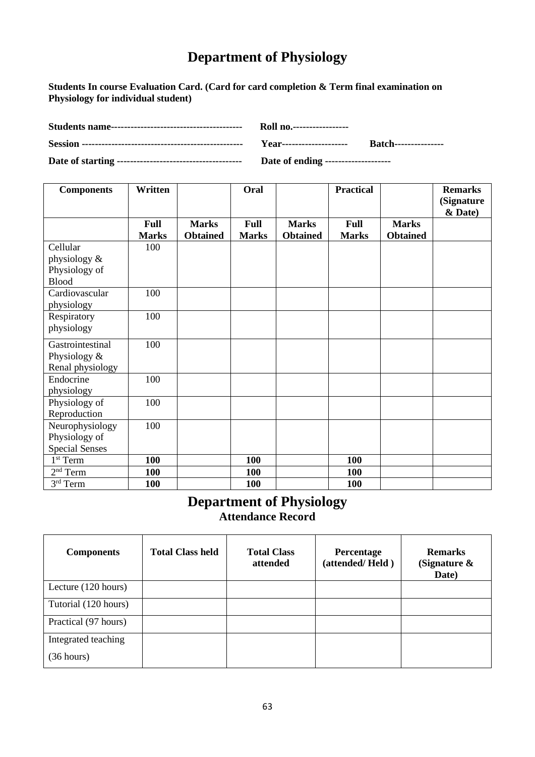# Department of Physiology

**Students In course Evaluation Card. (Card for card completion & Term final examination on Physiology for individual student)**

**Students name----------------------------------------** **Roll no.-----------------**

**Session -------------------------------------------------** **Year--------------------** **Batch---------------**

**Date of starting --------------------------------------** **Date of ending --------------------**

| Components | Written | | Oral | | Practical | | Remarks (Signature & Date) |
|---|---|---|---|---|---|---|---|
| | **Full Marks** | **Marks Obtained** | **Full Marks** | **Marks Obtained** | **Full Marks** | **Marks Obtained** | |
| Cellular physiology & Physiology of Blood | 100 | | | | | | |
| Cardiovascular physiology | 100 | | | | | | |
| Respiratory physiology | 100 | | | | | | |
| Gastrointestinal Physiology & Renal physiology | 100 | | | | | | |
| Endocrine physiology | 100 | | | | | | |
| Physiology of Reproduction | 100 | | | | | | |
| Neurophysiology Physiology of Special Senses | 100 | | | | | | |
| 1st Term | **100** | | **100** | | **100** | | |
| 2nd Term | **100** | | **100** | | **100** | | |
| 3rd Term | **100** | | **100** | | **100** | | |

# Department of Physiology

## Attendance Record

| Components | Total Class held | Total Class attended | Percentage (attended/ Held ) | Remarks (Signature & Date) |
|---|---|---|---|---|
| Lecture (120 hours) | | | | |
| Tutorial (120 hours) | | | | |
| Practical (97 hours) | | | | |
| Integrated teaching (36 hours) | | | | |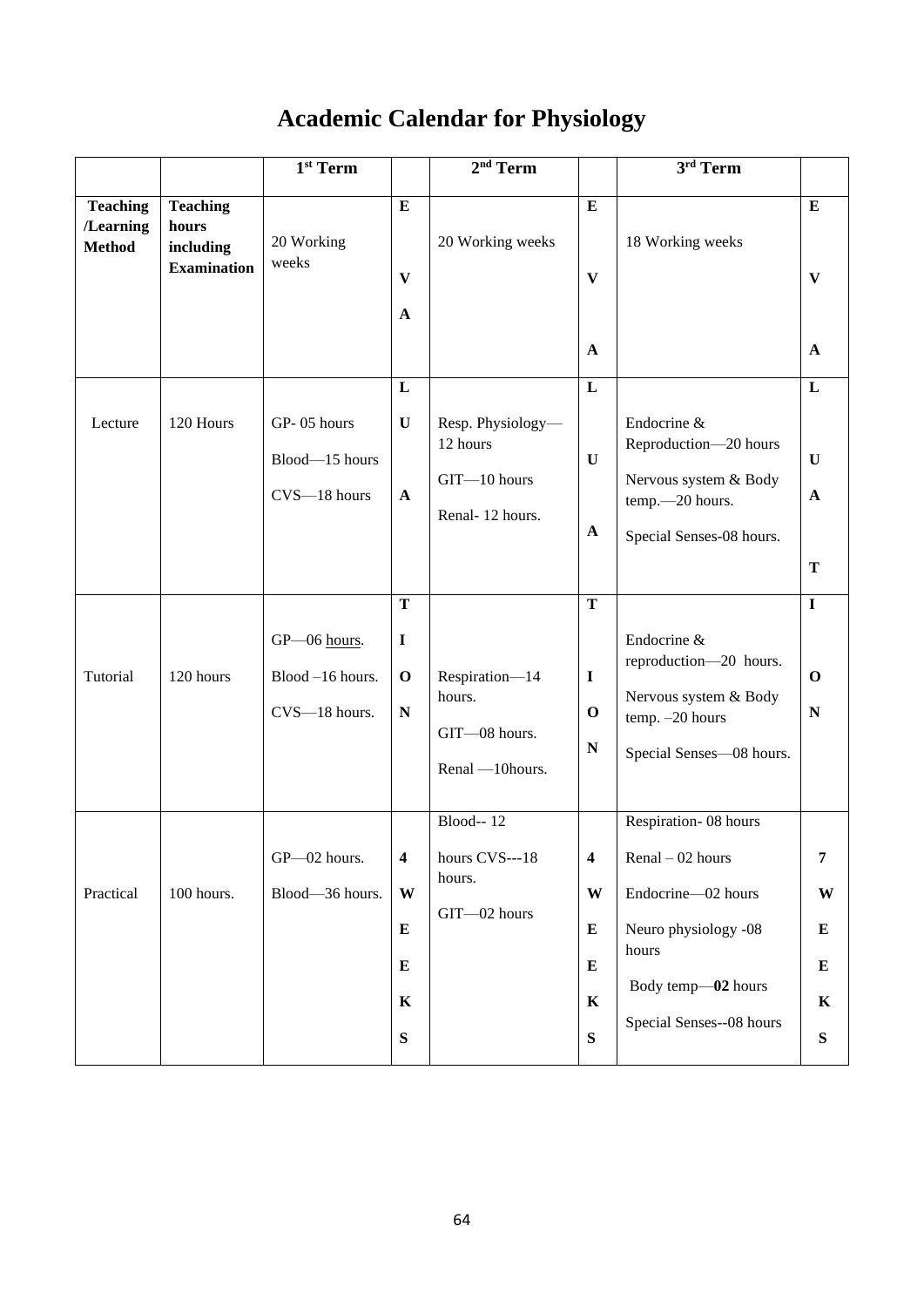# Academic Calendar for Physiology

| | | 1st Term | | 2nd Term | | 3rd Term | |
|---|---|---|---|---|---|---|---|
| **Teaching /Learning Method** | **Teaching hours including Examination** | 20 Working weeks | E V A | 20 Working weeks | E V A | 18 Working weeks | E V A |
| Lecture | 120 Hours | GP- 05 hours<br>Blood—15 hours<br>CVS—18 hours | L U A | Resp. Physiology—12 hours<br>GIT—10 hours<br>Renal- 12 hours. | L U A | Endocrine & Reproduction—20 hours<br>Nervous system & Body temp.—20 hours.<br>Special Senses-08 hours. | L U A T |
| Tutorial | 120 hours | GP—06 hours.<br>Blood –16 hours.<br>CVS—18 hours. | T I O N | Respiration—14 hours.<br>GIT—08 hours.<br>Renal —10hours. | T I O N | Endocrine & reproduction—20 hours.<br>Nervous system & Body temp. –20 hours<br>Special Senses—08 hours. | I O N |
| Practical | 100 hours. | GP—02 hours.<br>Blood—36 hours. | 4 W E E K S | Blood-- 12 hours CVS---18 hours.<br>GIT—02 hours | 4 W E E K S | Respiration- 08 hours<br>Renal – 02 hours<br>Endocrine—02 hours<br>Neuro physiology -08 hours<br>Body temp—**02** hours<br>Special Senses--08 hours | 7 W E E K S |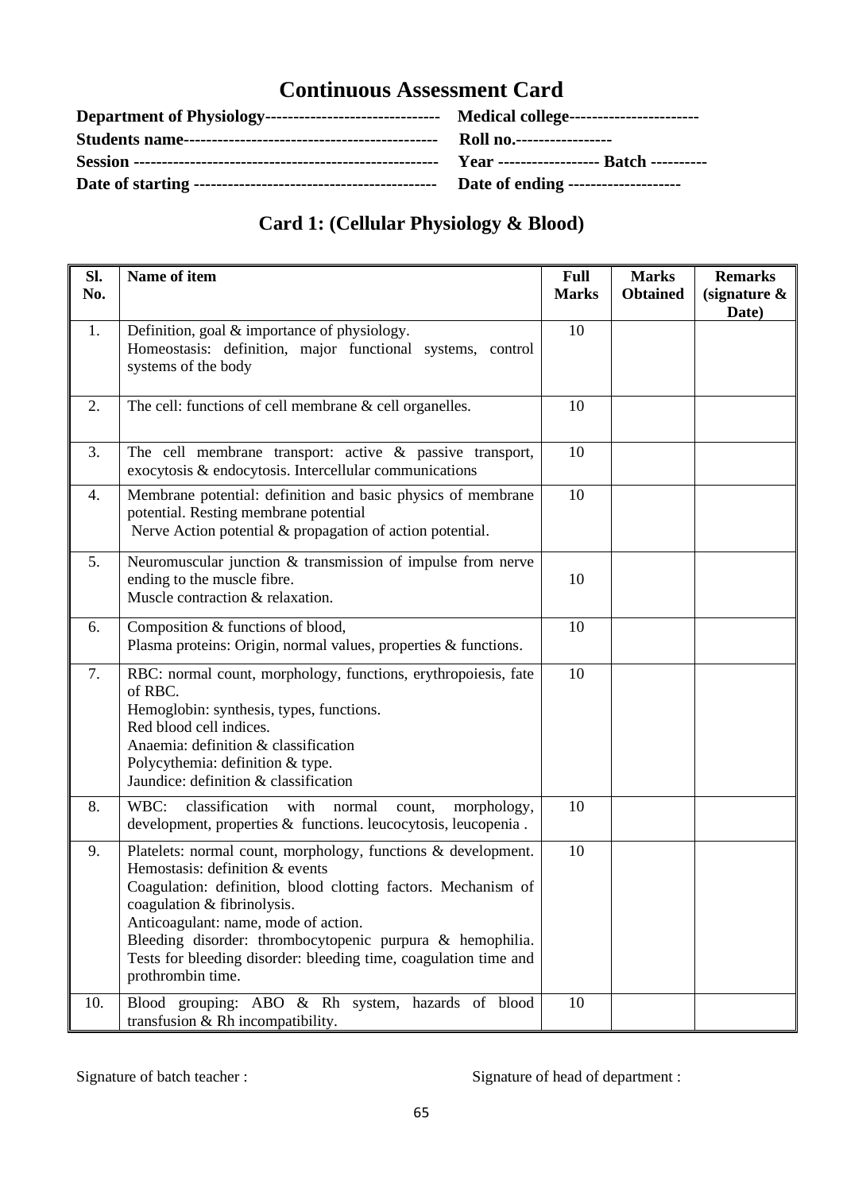# Continuous Assessment Card

**Department of Physiology------------------------------ Medical college----------------------**
**Students name-------------------------------------------- Roll no.----------------**
**Session ----------------------------------------------------- Year ----------------- Batch ---------**
**Date of starting ------------------------------------------ Date of ending -------------------**

## Card 1: (Cellular Physiology & Blood)

| Sl. No. | Name of item | Full Marks | Marks Obtained | Remarks (signature & Date) |
|---|---|---|---|---|
| 1. | Definition, goal & importance of physiology.<br>Homeostasis: definition, major functional systems, control systems of the body | 10 | | |
| 2. | The cell: functions of cell membrane & cell organelles. | 10 | | |
| 3. | The cell membrane transport: active & passive transport, exocytosis & endocytosis. Intercellular communications | 10 | | |
| 4. | Membrane potential: definition and basic physics of membrane potential. Resting membrane potential<br>Nerve Action potential & propagation of action potential. | 10 | | |
| 5. | Neuromuscular junction & transmission of impulse from nerve ending to the muscle fibre.<br>Muscle contraction & relaxation. | 10 | | |
| 6. | Composition & functions of blood,<br>Plasma proteins: Origin, normal values, properties & functions. | 10 | | |
| 7. | RBC: normal count, morphology, functions, erythropoiesis, fate of RBC.<br>Hemoglobin: synthesis, types, functions.<br>Red blood cell indices.<br>Anaemia: definition & classification<br>Polycythemia: definition & type.<br>Jaundice: definition & classification | 10 | | |
| 8. | WBC: classification with normal count, morphology, development, properties & functions. leucocytosis, leucopenia . | 10 | | |
| 9. | Platelets: normal count, morphology, functions & development.<br>Hemostasis: definition & events<br>Coagulation: definition, blood clotting factors. Mechanism of coagulation & fibrinolysis.<br>Anticoagulant: name, mode of action.<br>Bleeding disorder: thrombocytopenic purpura & hemophilia.<br>Tests for bleeding disorder: bleeding time, coagulation time and prothrombin time. | 10 | | |
| 10. | Blood grouping: ABO & Rh system, hazards of blood transfusion & Rh incompatibility. | 10 | | |

Signature of batch teacher : Signature of head of department :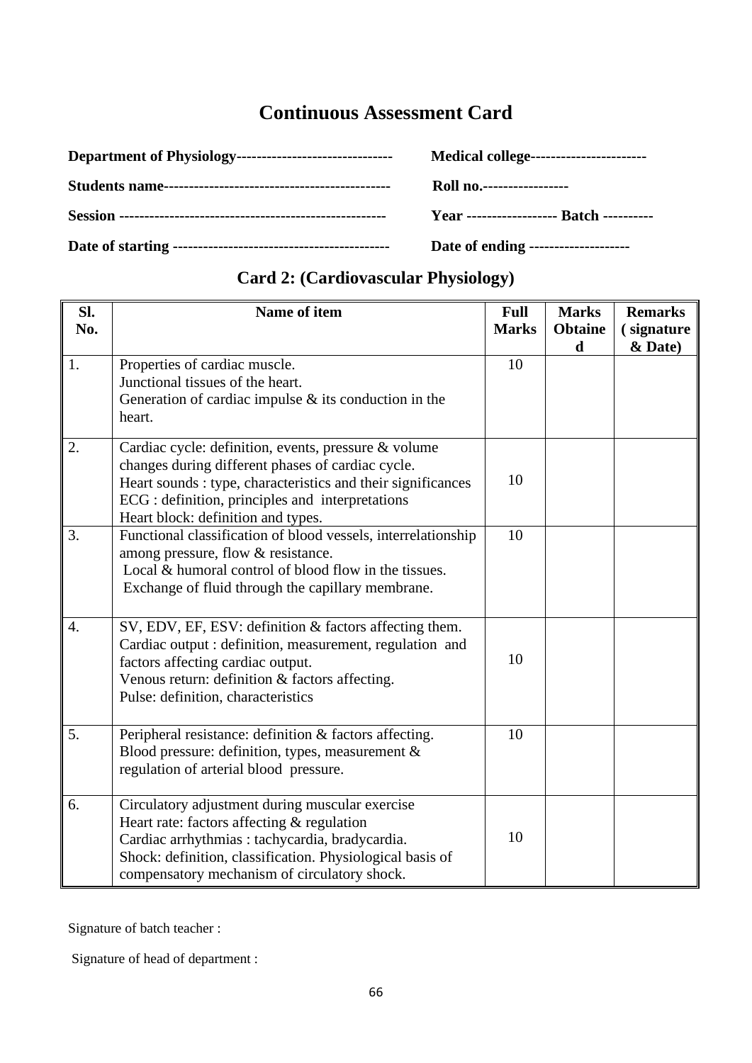# Continuous Assessment Card

**Department of Physiology-------------------------------** **Medical college----------------------**

**Students name---------------------------------------------** **Roll no.-----------------**

**Session -----------------------------------------------------** **Year ------------------ Batch ----------**

**Date of starting -------------------------------------------** **Date of ending --------------------**

## Card 2: (Cardiovascular Physiology)

| Sl. No. | Name of item | Full Marks | Marks Obtained | Remarks ( signature & Date) |
|---|---|---|---|---|
| 1. | Properties of cardiac muscle.<br>Junctional tissues of the heart.<br>Generation of cardiac impulse & its conduction in the heart. | 10 | | |
| 2. | Cardiac cycle: definition, events, pressure & volume changes during different phases of cardiac cycle.<br>Heart sounds : type, characteristics and their significances<br>ECG : definition, principles and interpretations<br>Heart block: definition and types. | 10 | | |
| 3. | Functional classification of blood vessels, interrelationship among pressure, flow & resistance.<br>Local & humoral control of blood flow in the tissues.<br>Exchange of fluid through the capillary membrane. | 10 | | |
| 4. | SV, EDV, EF, ESV: definition & factors affecting them.<br>Cardiac output : definition, measurement, regulation and factors affecting cardiac output.<br>Venous return: definition & factors affecting.<br>Pulse: definition, characteristics | 10 | | |
| 5. | Peripheral resistance: definition & factors affecting.<br>Blood pressure: definition, types, measurement & regulation of arterial blood pressure. | 10 | | |
| 6. | Circulatory adjustment during muscular exercise<br>Heart rate: factors affecting & regulation<br>Cardiac arrhythmias : tachycardia, bradycardia.<br>Shock: definition, classification. Physiological basis of compensatory mechanism of circulatory shock. | 10 | | |

Signature of batch teacher :

Signature of head of department :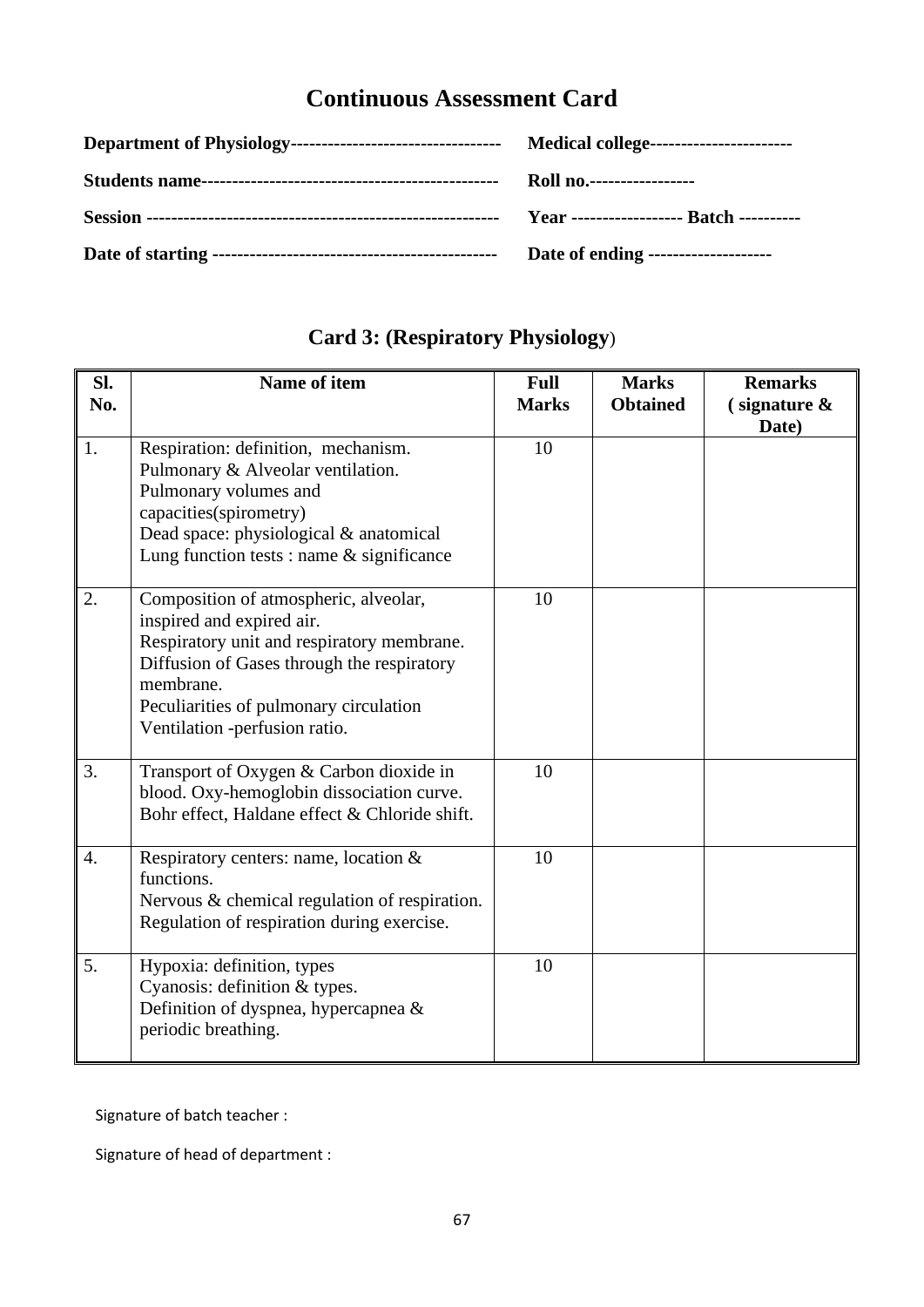# Continuous Assessment Card

**Department of Physiology---------------------------------** **Medical college----------------------**

**Students name-----------------------------------------------** **Roll no.-----------------**

**Session --------------------------------------------------------** **Year ------------------ Batch ----------**

**Date of starting ---------------------------------------------** **Date of ending --------------------**

## Card 3: (Respiratory Physiology)

| Sl. No. | Name of item | Full Marks | Marks Obtained | Remarks ( signature & Date) |
|---|---|---|---|---|
| 1. | Respiration: definition, mechanism.<br>Pulmonary & Alveolar ventilation.<br>Pulmonary volumes and capacities(spirometry)<br>Dead space: physiological & anatomical<br>Lung function tests : name & significance | 10 | | |
| 2. | Composition of atmospheric, alveolar, inspired and expired air.<br>Respiratory unit and respiratory membrane.<br>Diffusion of Gases through the respiratory membrane.<br>Peculiarities of pulmonary circulation<br>Ventilation -perfusion ratio. | 10 | | |
| 3. | Transport of Oxygen & Carbon dioxide in blood. Oxy-hemoglobin dissociation curve. Bohr effect, Haldane effect & Chloride shift. | 10 | | |
| 4. | Respiratory centers: name, location & functions.<br>Nervous & chemical regulation of respiration.<br>Regulation of respiration during exercise. | 10 | | |
| 5. | Hypoxia: definition, types<br>Cyanosis: definition & types.<br>Definition of dyspnea, hypercapnea & periodic breathing. | 10 | | |

Signature of batch teacher :

Signature of head of department :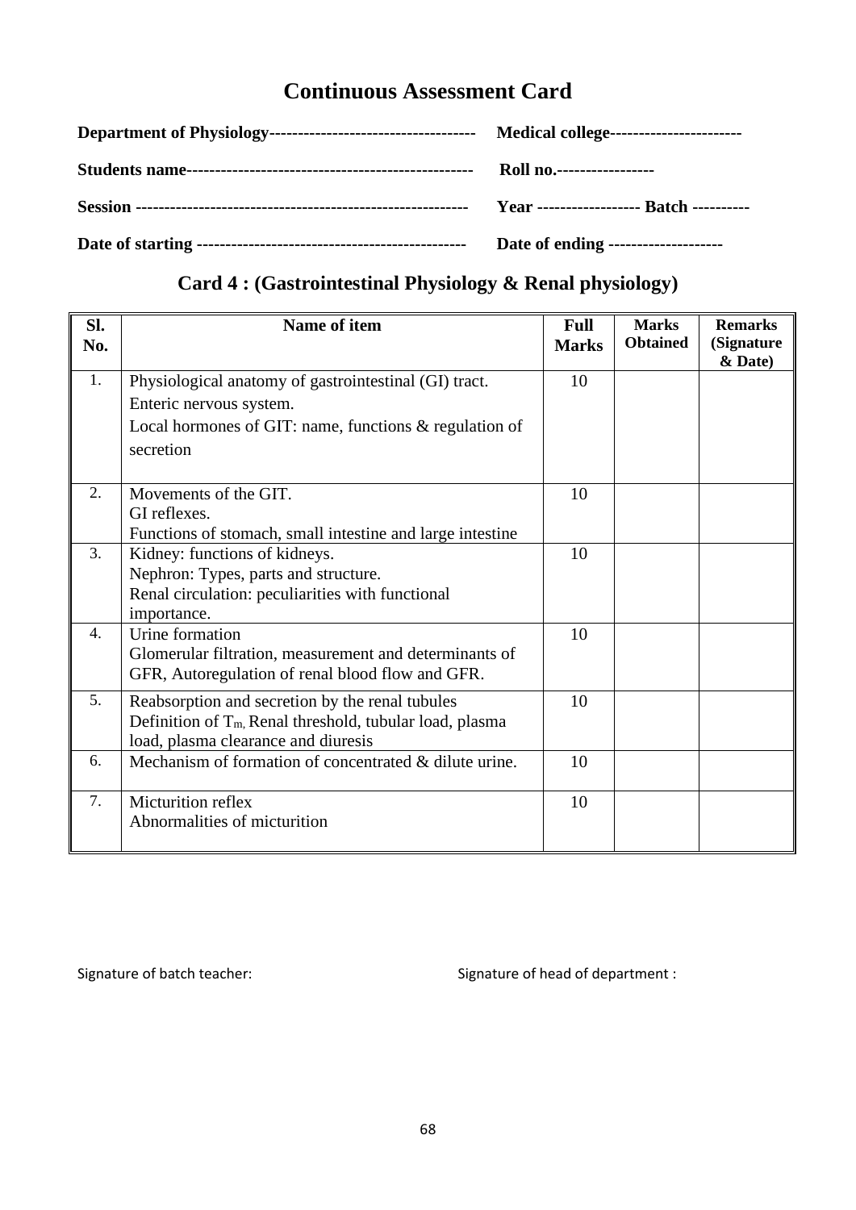# Continuous Assessment Card

**Department of Physiology-----------------------------------** **Medical college----------------------**

**Students name-------------------------------------------------** **Roll no.-----------------**

**Session --------------------------------------------------------** **Year ----------------- Batch ---------**

**Date of starting ----------------------------------------------** **Date of ending -------------------**

## Card 4 : (Gastrointestinal Physiology & Renal physiology)

| Sl. No. | Name of item | Full Marks | Marks Obtained | Remarks (Signature & Date) |
|---|---|---|---|---|
| 1. | Physiological anatomy of gastrointestinal (GI) tract.<br>Enteric nervous system.<br>Local hormones of GIT: name, functions & regulation of secretion | 10 | | |
| 2. | Movements of the GIT.<br>GI reflexes.<br>Functions of stomach, small intestine and large intestine | 10 | | |
| 3. | Kidney: functions of kidneys.<br>Nephron: Types, parts and structure.<br>Renal circulation: peculiarities with functional importance. | 10 | | |
| 4. | Urine formation<br>Glomerular filtration, measurement and determinants of GFR, Autoregulation of renal blood flow and GFR. | 10 | | |
| 5. | Reabsorption and secretion by the renal tubules<br>Definition of $T_m$, Renal threshold, tubular load, plasma load, plasma clearance and diuresis | 10 | | |
| 6. | Mechanism of formation of concentrated & dilute urine. | 10 | | |
| 7. | Micturition reflex<br>Abnormalities of micturition | 10 | | |

Signature of batch teacher: Signature of head of department :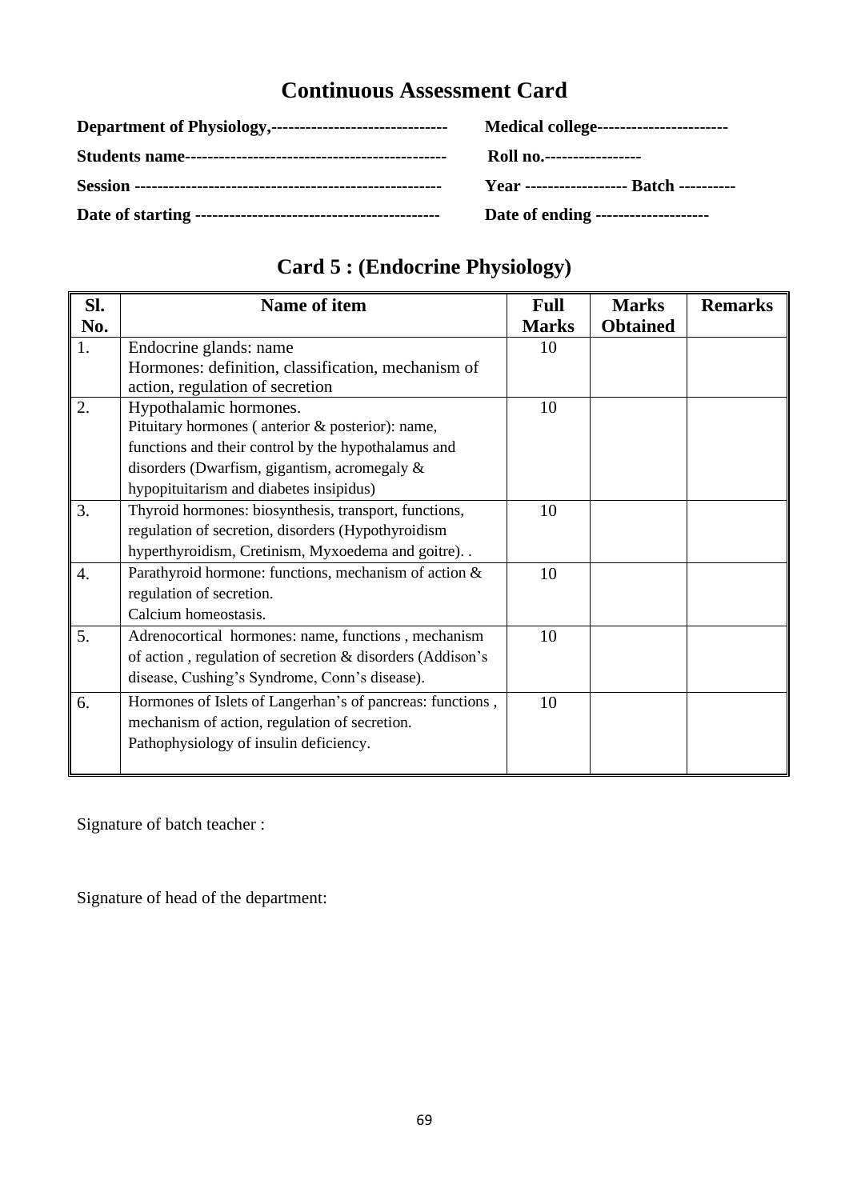# Continuous Assessment Card

**Department of Physiology,-------------------------------** **Medical college----------------------**

**Students name---------------------------------------------** **Roll no.-----------------**

**Session -----------------------------------------------------** **Year ------------------ Batch ----------**

**Date of starting ------------------------------------------** **Date of ending --------------------**

## Card 5 : (Endocrine Physiology)

| Sl. No. | Name of item | Full Marks | Marks Obtained | Remarks |
|---|---|---|---|---|
| 1. | Endocrine glands: name<br>Hormones: definition, classification, mechanism of action, regulation of secretion | 10 | | |
| 2. | Hypothalamic hormones.<br>Pituitary hormones ( anterior & posterior): name, functions and their control by the hypothalamus and disorders (Dwarfism, gigantism, acromegaly & hypopituitarism and diabetes insipidus) | 10 | | |
| 3. | Thyroid hormones: biosynthesis, transport, functions, regulation of secretion, disorders (Hypothyroidism hyperthyroidism, Cretinism, Myxoedema and goitre). . | 10 | | |
| 4. | Parathyroid hormone: functions, mechanism of action & regulation of secretion.<br>Calcium homeostasis. | 10 | | |
| 5. | Adrenocortical hormones: name, functions , mechanism of action , regulation of secretion & disorders (Addison's disease, Cushing's Syndrome, Conn's disease). | 10 | | |
| 6. | Hormones of Islets of Langerhan's of pancreas: functions , mechanism of action, regulation of secretion.<br>Pathophysiology of insulin deficiency. | 10 | | |

Signature of batch teacher :

Signature of head of the department: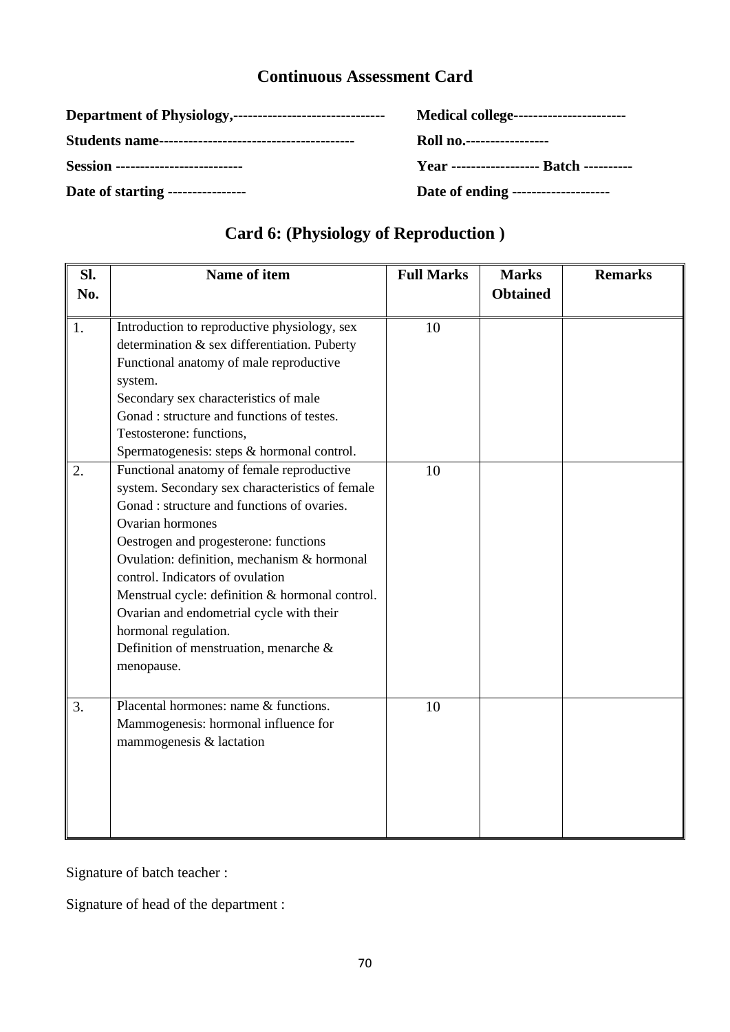# Continuous Assessment Card

**Department of Physiology,-------------------------------** **Medical college----------------------**

**Students name---------------------------------------** **Roll no.-----------------**

**Session -------------------------** **Year ------------------ Batch ---------**

**Date of starting ----------------** **Date of ending --------------------**

## Card 6: (Physiology of Reproduction )

| Sl. No. | Name of item | Full Marks | Marks Obtained | Remarks |
|---|---|---|---|---|
| 1. | Introduction to reproductive physiology, sex determination & sex differentiation. Puberty<br>Functional anatomy of male reproductive system.<br>Secondary sex characteristics of male<br>Gonad : structure and functions of testes.<br>Testosterone: functions,<br>Spermatogenesis: steps & hormonal control. | 10 | | |
| 2. | Functional anatomy of female reproductive system. Secondary sex characteristics of female<br>Gonad : structure and functions of ovaries.<br>Ovarian hormones<br>Oestrogen and progesterone: functions<br>Ovulation: definition, mechanism & hormonal control. Indicators of ovulation<br>Menstrual cycle: definition & hormonal control.<br>Ovarian and endometrial cycle with their hormonal regulation.<br>Definition of menstruation, menarche & menopause. | 10 | | |
| 3. | Placental hormones: name & functions.<br>Mammogenesis: hormonal influence for mammogenesis & lactation | 10 | | |

Signature of batch teacher :

Signature of head of the department :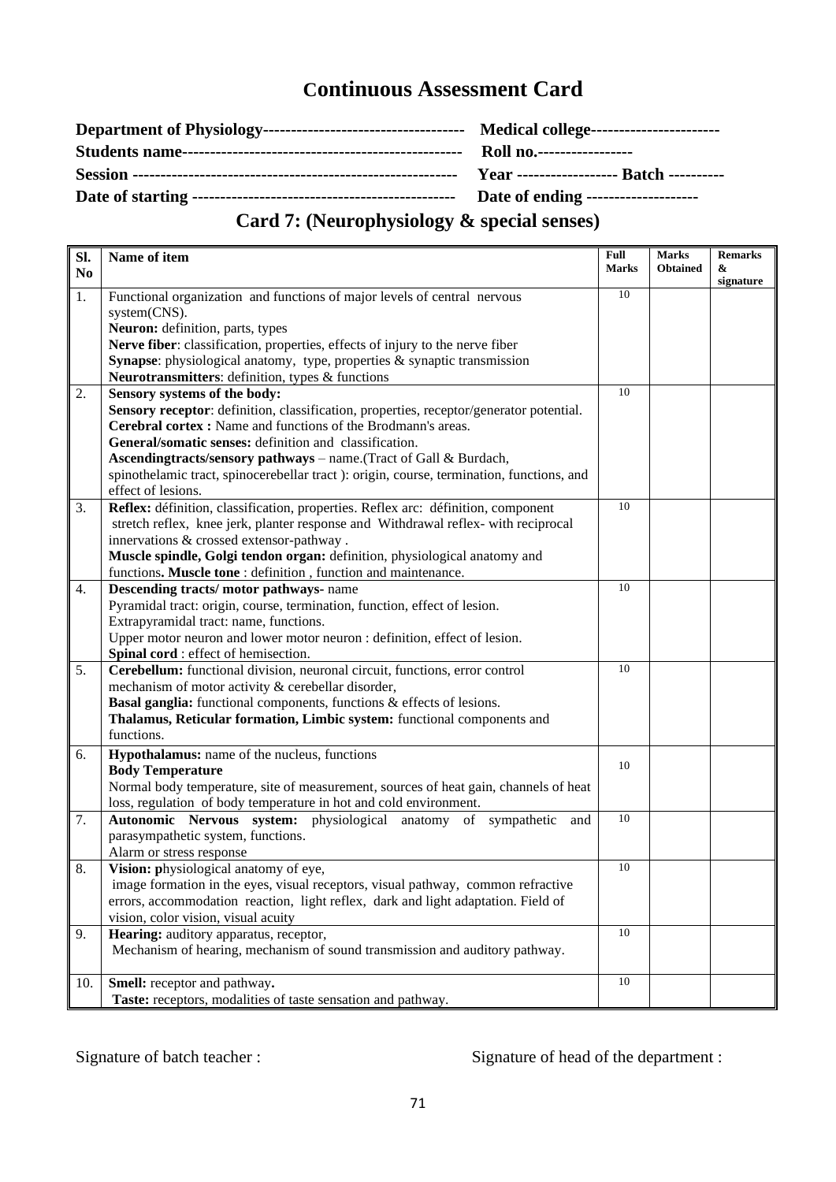# Continuous Assessment Card

**Department of Physiology-----------------------------------** **Medical college----------------------**
**Students name-------------------------------------------------** **Roll no.-----------------**
**Session ---------------------------------------------------------** **Year ------------------ Batch ----------**
**Date of starting ----------------------------------------------** **Date of ending --------------------**

## Card 7: (Neurophysiology & special senses)

| Sl. No | Name of item | Full Marks | Marks Obtained | Remarks & signature |
|---|---|---|---|---|
| 1. | Functional organization and functions of major levels of central nervous system(CNS).<br>**Neuron:** definition, parts, types<br>**Nerve fiber**: classification, properties, effects of injury to the nerve fiber<br>**Synapse**: physiological anatomy, type, properties & synaptic transmission<br>**Neurotransmitters**: definition, types & functions | 10 | | |
| 2. | **Sensory systems of the body:**<br>**Sensory receptor**: definition, classification, properties, receptor/generator potential.<br>**Cerebral cortex :** Name and functions of the Brodmann's areas.<br>**General/somatic senses:** definition and classification.<br>**Ascendingtracts/sensory pathways** – name.(Tract of Gall & Burdach, spinothelamic tract, spinocerebellar tract ): origin, course, termination, functions, and effect of lesions. | 10 | | |
| 3. | **Reflex:** définition, classification, properties. Reflex arc: définition, component stretch reflex, knee jerk, planter response and Withdrawal reflex- with reciprocal innervations & crossed extensor-pathway .<br>**Muscle spindle, Golgi tendon organ:** definition, physiological anatomy and functions**. Muscle tone** : definition , function and maintenance. | 10 | | |
| 4. | **Descending tracts/ motor pathways-** name<br>Pyramidal tract: origin, course, termination, function, effect of lesion.<br>Extrapyramidal tract: name, functions.<br>Upper motor neuron and lower motor neuron : definition, effect of lesion.<br>**Spinal cord** : effect of hemisection. | 10 | | |
| 5. | **Cerebellum:** functional division, neuronal circuit, functions, error control mechanism of motor activity & cerebellar disorder,<br>**Basal ganglia:** functional components, functions & effects of lesions.<br>**Thalamus, Reticular formation, Limbic system:** functional components and functions. | 10 | | |
| 6. | **Hypothalamus:** name of the nucleus, functions<br>**Body Temperature**<br>Normal body temperature, site of measurement, sources of heat gain, channels of heat loss, regulation of body temperature in hot and cold environment. | 10 | | |
| 7. | **Autonomic Nervous system:** physiological anatomy of sympathetic and parasympathetic system, functions.<br>Alarm or stress response | 10 | | |
| 8. | **Vision: p**hysiological anatomy of eye,<br>image formation in the eyes, visual receptors, visual pathway, common refractive errors, accommodation reaction, light reflex, dark and light adaptation. Field of vision, color vision, visual acuity | 10 | | |
| 9. | **Hearing:** auditory apparatus, receptor,<br>Mechanism of hearing, mechanism of sound transmission and auditory pathway. | 10 | | |
| 10. | **Smell:** receptor and pathway**.**<br>**Taste:** receptors, modalities of taste sensation and pathway. | 10 | | |

Signature of batch teacher : Signature of head of the department :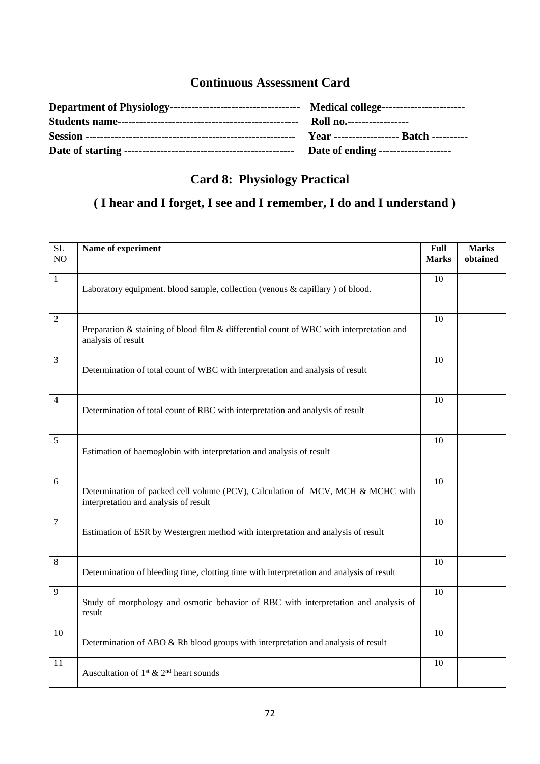## Continuous Assessment Card

**Department of Physiology------------------------------------ Medical college-----------------------**
**Students name------------------------------------------------- Roll no.-----------------**
**Session --------------------------------------------------------- Year ------------------ Batch ----------**
**Date of starting ---------------------------------------------- Date of ending --------------------**

## Card 8: Physiology Practical

## ( I hear and I forget, I see and I remember, I do and I understand )

| SL NO | Name of experiment | Full Marks | Marks obtained |
|---|---|---|---|
| 1 | Laboratory equipment. blood sample, collection (venous & capillary ) of blood. | 10 | |
| 2 | Preparation & staining of blood film & differential count of WBC with interpretation and analysis of result | 10 | |
| 3 | Determination of total count of WBC with interpretation and analysis of result | 10 | |
| 4 | Determination of total count of RBC with interpretation and analysis of result | 10 | |
| 5 | Estimation of haemoglobin with interpretation and analysis of result | 10 | |
| 6 | Determination of packed cell volume (PCV), Calculation of MCV, MCH & MCHC with interpretation and analysis of result | 10 | |
| 7 | Estimation of ESR by Westergren method with interpretation and analysis of result | 10 | |
| 8 | Determination of bleeding time, clotting time with interpretation and analysis of result | 10 | |
| 9 | Study of morphology and osmotic behavior of RBC with interpretation and analysis of result | 10 | |
| 10 | Determination of ABO & Rh blood groups with interpretation and analysis of result | 10 | |
| 11 | Auscultation of 1st & 2nd heart sounds | 10 | |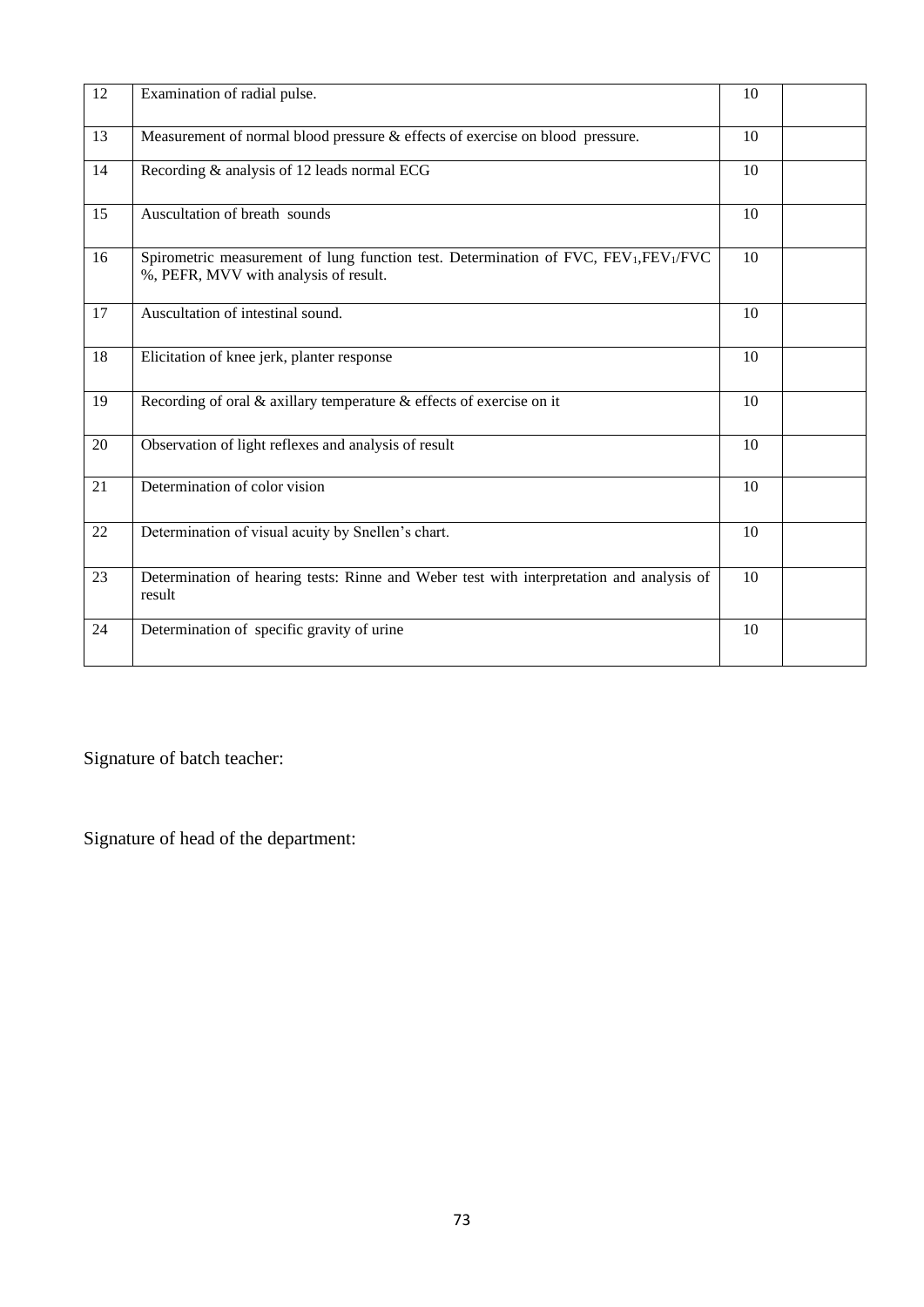| | | | |
|---|---|---|---|
| 12 | Examination of radial pulse. | 10 | |
| 13 | Measurement of normal blood pressure & effects of exercise on blood pressure. | 10 | |
| 14 | Recording & analysis of 12 leads normal ECG | 10 | |
| 15 | Auscultation of breath sounds | 10 | |
| 16 | Spirometric measurement of lung function test. Determination of FVC, $FEV_1$,$FEV_1$/FVC %, PEFR, MVV with analysis of result. | 10 | |
| 17 | Auscultation of intestinal sound. | 10 | |
| 18 | Elicitation of knee jerk, planter response | 10 | |
| 19 | Recording of oral & axillary temperature & effects of exercise on it | 10 | |
| 20 | Observation of light reflexes and analysis of result | 10 | |
| 21 | Determination of color vision | 10 | |
| 22 | Determination of visual acuity by Snellen's chart. | 10 | |
| 23 | Determination of hearing tests: Rinne and Weber test with interpretation and analysis of result | 10 | |
| 24 | Determination of specific gravity of urine | 10 | |

Signature of batch teacher:

Signature of head of the department: